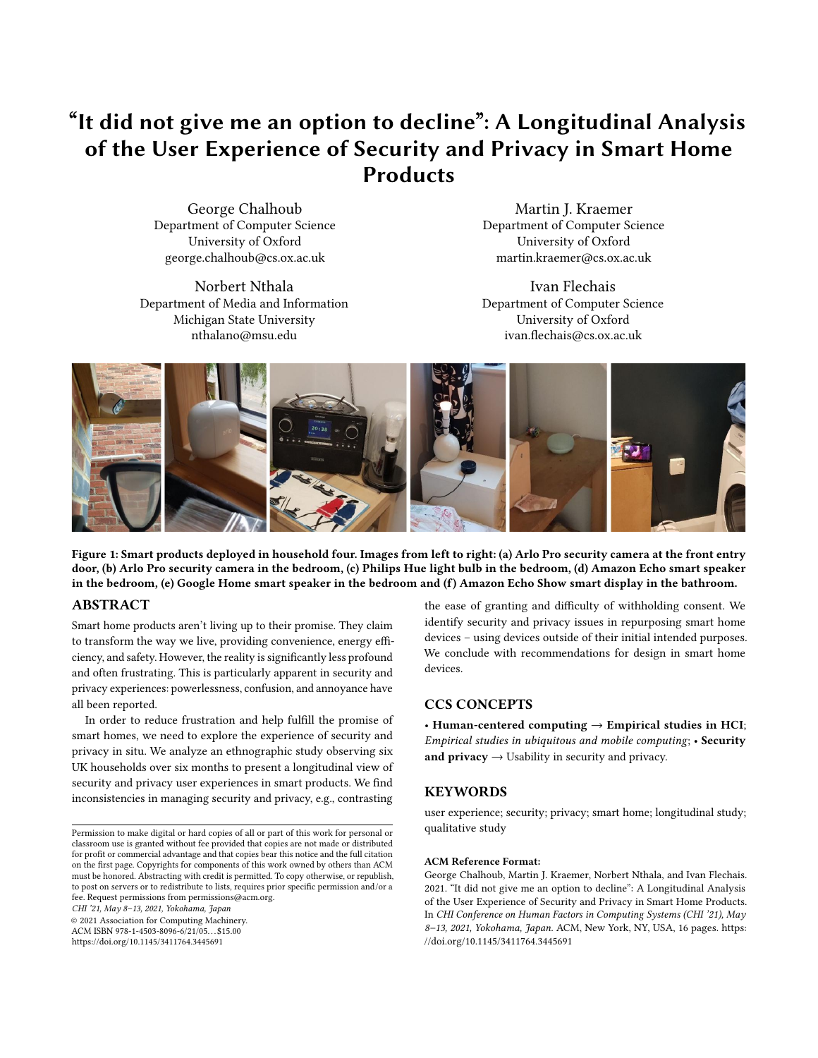# "It did not give me an option to decline": A Longitudinal Analysis of the User Experience of Security and Privacy in Smart Home Products

George Chalhoub
Department of Computer Science
University of Oxford
george.chalhoub@cs.ox.ac.uk

Martin J. Kraemer
Department of Computer Science
University of Oxford
martin.kraemer@cs.ox.ac.uk

Norbert Nthala
Department of Media and Information
Michigan State University
nthalano@msu.edu

Ivan Flechais
Department of Computer Science
University of Oxford
ivan.flechais@cs.ox.ac.uk

**Figure 1: Smart products deployed in household four. Images from left to right: (a) Arlo Pro security camera at the front entry door, (b) Arlo Pro security camera in the bedroom, (c) Philips Hue light bulb in the bedroom, (d) Amazon Echo smart speaker in the bedroom, (e) Google Home smart speaker in the bedroom and (f) Amazon Echo Show smart display in the bathroom.**

## ABSTRACT

Smart home products aren't living up to their promise. They claim to transform the way we live, providing convenience, energy efficiency, and safety. However, the reality is significantly less profound and often frustrating. This is particularly apparent in security and privacy experiences: powerlessness, confusion, and annoyance have all been reported.

In order to reduce frustration and help fulfill the promise of smart homes, we need to explore the experience of security and privacy in situ. We analyze an ethnographic study observing six UK households over six months to present a longitudinal view of security and privacy user experiences in smart products. We find inconsistencies in managing security and privacy, e.g., contrasting the ease of granting and difficulty of withholding consent. We identify security and privacy issues in repurposing smart home devices – using devices outside of their initial intended purposes. We conclude with recommendations for design in smart home devices.

## CCS CONCEPTS

• **Human-centered computing** → **Empirical studies in HCI**; *Empirical studies in ubiquitous and mobile computing*; • **Security and privacy** → Usability in security and privacy.

## KEYWORDS

user experience; security; privacy; smart home; longitudinal study; qualitative study

**ACM Reference Format:**
George Chalhoub, Martin J. Kraemer, Norbert Nthala, and Ivan Flechais. 2021. "It did not give me an option to decline": A Longitudinal Analysis of the User Experience of Security and Privacy in Smart Home Products. In *CHI Conference on Human Factors in Computing Systems (CHI '21), May 8–13, 2021, Yokohama, Japan.* ACM, New York, NY, USA, 16 pages. https://doi.org/10.1145/3411764.3445691

Permission to make digital or hard copies of all or part of this work for personal or classroom use is granted without fee provided that copies are not made or distributed for profit or commercial advantage and that copies bear this notice and the full citation on the first page. Copyrights for components of this work owned by others than ACM must be honored. Abstracting with credit is permitted. To copy otherwise, or republish, to post on servers or to redistribute to lists, requires prior specific permission and/or a fee. Request permissions from permissions@acm.org.
*CHI '21, May 8–13, 2021, Yokohama, Japan*
© 2021 Association for Computing Machinery.
ACM ISBN 978-1-4503-8096-6/21/05...$15.00
https://doi.org/10.1145/3411764.3445691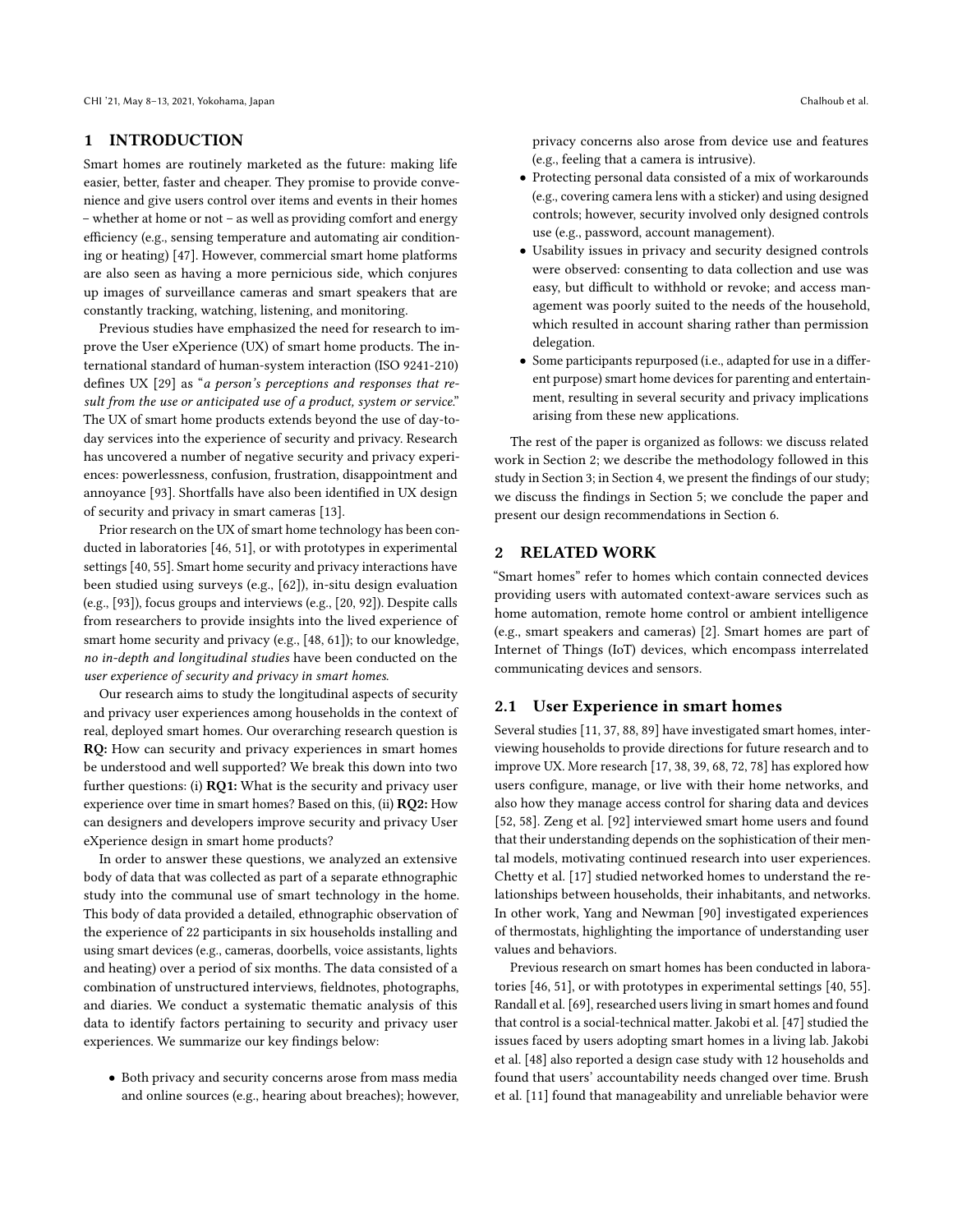## 1 INTRODUCTION

Smart homes are routinely marketed as the future: making life easier, better, faster and cheaper. They promise to provide convenience and give users control over items and events in their homes – whether at home or not – as well as providing comfort and energy efficiency (e.g., sensing temperature and automating air conditioning or heating) [47]. However, commercial smart home platforms are also seen as having a more pernicious side, which conjures up images of surveillance cameras and smart speakers that are constantly tracking, watching, listening, and monitoring.

Previous studies have emphasized the need for research to improve the User eXperience (UX) of smart home products. The international standard of human-system interaction (ISO 9241-210) defines UX [29] as "*a person's perceptions and responses that result from the use or anticipated use of a product, system or service.*" The UX of smart home products extends beyond the use of day-to-day services into the experience of security and privacy. Research has uncovered a number of negative security and privacy experiences: powerlessness, confusion, frustration, disappointment and annoyance [93]. Shortfalls have also been identified in UX design of security and privacy in smart cameras [13].

Prior research on the UX of smart home technology has been conducted in laboratories [46, 51], or with prototypes in experimental settings [40, 55]. Smart home security and privacy interactions have been studied using surveys (e.g., [62]), in-situ design evaluation (e.g., [93]), focus groups and interviews (e.g., [20, 92]). Despite calls from researchers to provide insights into the lived experience of smart home security and privacy (e.g., [48, 61]); to our knowledge, *no in-depth and longitudinal studies* have been conducted on the *user experience of security and privacy in smart homes.*

Our research aims to study the longitudinal aspects of security and privacy user experiences among households in the context of real, deployed smart homes. Our overarching research question is **RQ:** How can security and privacy experiences in smart homes be understood and well supported? We break this down into two further questions: (i) **RQ1:** What is the security and privacy user experience over time in smart homes? Based on this, (ii) **RQ2:** How can designers and developers improve security and privacy User eXperience design in smart home products?

In order to answer these questions, we analyzed an extensive body of data that was collected as part of a separate ethnographic study into the communal use of smart technology in the home. This body of data provided a detailed, ethnographic observation of the experience of 22 participants in six households installing and using smart devices (e.g., cameras, doorbells, voice assistants, lights and heating) over a period of six months. The data consisted of a combination of unstructured interviews, fieldnotes, photographs, and diaries. We conduct a systematic thematic analysis of this data to identify factors pertaining to security and privacy user experiences. We summarize our key findings below:

- Both privacy and security concerns arose from mass media and online sources (e.g., hearing about breaches); however, privacy concerns also arose from device use and features (e.g., feeling that a camera is intrusive).
- Protecting personal data consisted of a mix of workarounds (e.g., covering camera lens with a sticker) and using designed controls; however, security involved only designed controls use (e.g., password, account management).
- Usability issues in privacy and security designed controls were observed: consenting to data collection and use was easy, but difficult to withhold or revoke; and access management was poorly suited to the needs of the household, which resulted in account sharing rather than permission delegation.
- Some participants repurposed (i.e., adapted for use in a different purpose) smart home devices for parenting and entertainment, resulting in several security and privacy implications arising from these new applications.

The rest of the paper is organized as follows: we discuss related work in Section 2; we describe the methodology followed in this study in Section 3; in Section 4, we present the findings of our study; we discuss the findings in Section 5; we conclude the paper and present our design recommendations in Section 6.

## 2 RELATED WORK

"Smart homes" refer to homes which contain connected devices providing users with automated context-aware services such as home automation, remote home control or ambient intelligence (e.g., smart speakers and cameras) [2]. Smart homes are part of Internet of Things (IoT) devices, which encompass interrelated communicating devices and sensors.

### 2.1 User Experience in smart homes

Several studies [11, 37, 88, 89] have investigated smart homes, interviewing households to provide directions for future research and to improve UX. More research [17, 38, 39, 68, 72, 78] has explored how users configure, manage, or live with their home networks, and also how they manage access control for sharing data and devices [52, 58]. Zeng et al. [92] interviewed smart home users and found that their understanding depends on the sophistication of their mental models, motivating continued research into user experiences. Chetty et al. [17] studied networked homes to understand the relationships between households, their inhabitants, and networks. In other work, Yang and Newman [90] investigated experiences of thermostats, highlighting the importance of understanding user values and behaviors.

Previous research on smart homes has been conducted in laboratories [46, 51], or with prototypes in experimental settings [40, 55]. Randall et al. [69], researched users living in smart homes and found that control is a social-technical matter. Jakobi et al. [47] studied the issues faced by users adopting smart homes in a living lab. Jakobi et al. [48] also reported a design case study with 12 households and found that users' accountability needs changed over time. Brush et al. [11] found that manageability and unreliable behavior were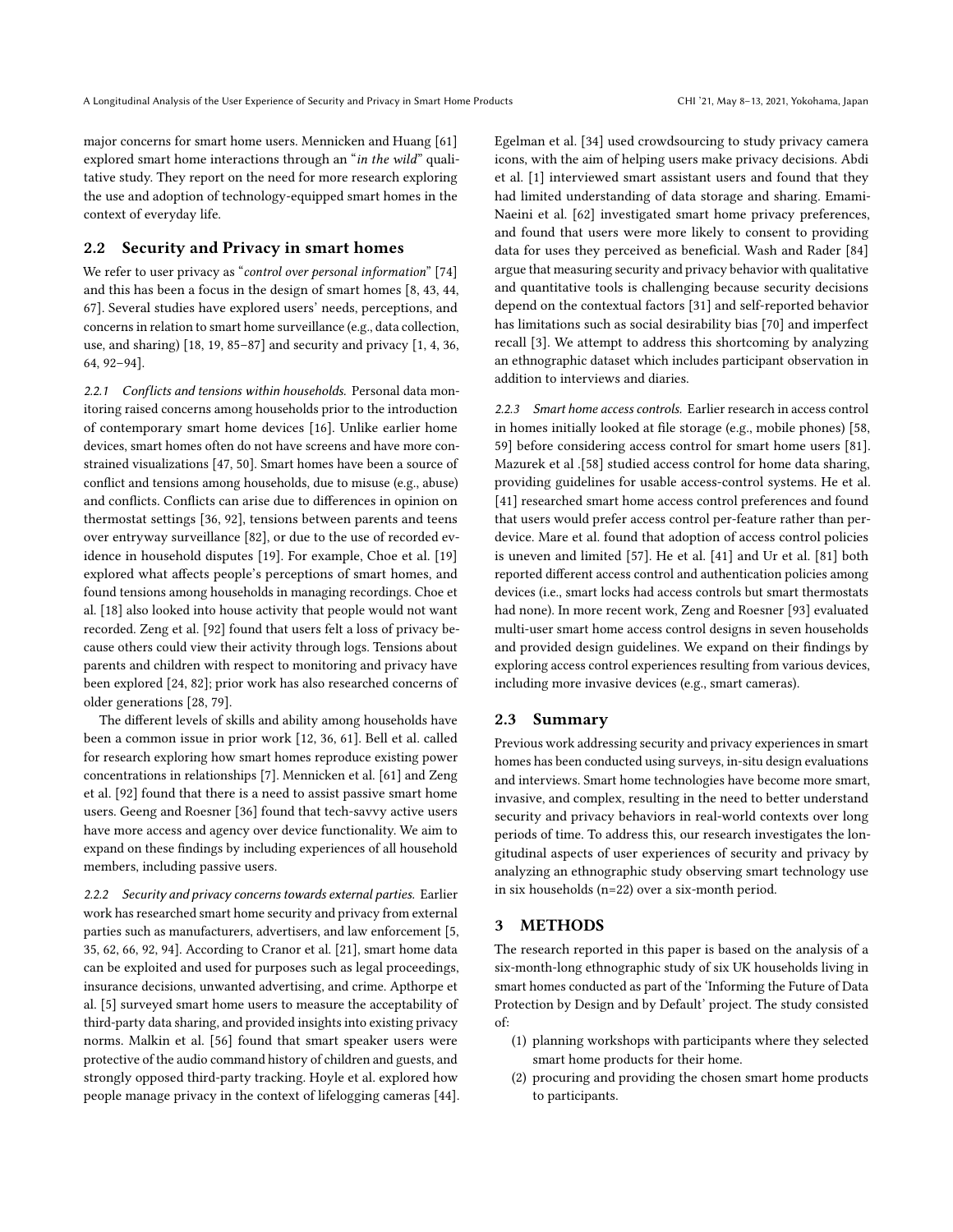major concerns for smart home users. Mennicken and Huang [61] explored smart home interactions through an "*in the wild*" qualitative study. They report on the need for more research exploring the use and adoption of technology-equipped smart homes in the context of everyday life.

## 2.2 Security and Privacy in smart homes

We refer to user privacy as "*control over personal information*" [74] and this has been a focus in the design of smart homes [8, 43, 44, 67]. Several studies have explored users' needs, perceptions, and concerns in relation to smart home surveillance (e.g., data collection, use, and sharing) [18, 19, 85–87] and security and privacy [1, 4, 36, 64, 92–94].

*2.2.1 Conflicts and tensions within households.* Personal data monitoring raised concerns among households prior to the introduction of contemporary smart home devices [16]. Unlike earlier home devices, smart homes often do not have screens and have more constrained visualizations [47, 50]. Smart homes have been a source of conflict and tensions among households, due to misuse (e.g., abuse) and conflicts. Conflicts can arise due to differences in opinion on thermostat settings [36, 92], tensions between parents and teens over entryway surveillance [82], or due to the use of recorded evidence in household disputes [19]. For example, Choe et al. [19] explored what affects people's perceptions of smart homes, and found tensions among households in managing recordings. Choe et al. [18] also looked into house activity that people would not want recorded. Zeng et al. [92] found that users felt a loss of privacy because others could view their activity through logs. Tensions about parents and children with respect to monitoring and privacy have been explored [24, 82]; prior work has also researched concerns of older generations [28, 79].

The different levels of skills and ability among households have been a common issue in prior work [12, 36, 61]. Bell et al. called for research exploring how smart homes reproduce existing power concentrations in relationships [7]. Mennicken et al. [61] and Zeng et al. [92] found that there is a need to assist passive smart home users. Geeng and Roesner [36] found that tech-savvy active users have more access and agency over device functionality. We aim to expand on these findings by including experiences of all household members, including passive users.

*2.2.2 Security and privacy concerns towards external parties.* Earlier work has researched smart home security and privacy from external parties such as manufacturers, advertisers, and law enforcement [5, 35, 62, 66, 92, 94]. According to Cranor et al. [21], smart home data can be exploited and used for purposes such as legal proceedings, insurance decisions, unwanted advertising, and crime. Apthorpe et al. [5] surveyed smart home users to measure the acceptability of third-party data sharing, and provided insights into existing privacy norms. Malkin et al. [56] found that smart speaker users were protective of the audio command history of children and guests, and strongly opposed third-party tracking. Hoyle et al. explored how people manage privacy in the context of lifelogging cameras [44]. Egelman et al. [34] used crowdsourcing to study privacy camera icons, with the aim of helping users make privacy decisions. Abdi et al. [1] interviewed smart assistant users and found that they had limited understanding of data storage and sharing. Emami-Naeini et al. [62] investigated smart home privacy preferences, and found that users were more likely to consent to providing data for uses they perceived as beneficial. Wash and Rader [84] argue that measuring security and privacy behavior with qualitative and quantitative tools is challenging because security decisions depend on the contextual factors [31] and self-reported behavior has limitations such as social desirability bias [70] and imperfect recall [3]. We attempt to address this shortcoming by analyzing an ethnographic dataset which includes participant observation in addition to interviews and diaries.

*2.2.3 Smart home access controls.* Earlier research in access control in homes initially looked at file storage (e.g., mobile phones) [58, 59] before considering access control for smart home users [81]. Mazurek et al .[58] studied access control for home data sharing, providing guidelines for usable access-control systems. He et al. [41] researched smart home access control preferences and found that users would prefer access control per-feature rather than per-device. Mare et al. found that adoption of access control policies is uneven and limited [57]. He et al. [41] and Ur et al. [81] both reported different access control and authentication policies among devices (i.e., smart locks had access controls but smart thermostats had none). In more recent work, Zeng and Roesner [93] evaluated multi-user smart home access control designs in seven households and provided design guidelines. We expand on their findings by exploring access control experiences resulting from various devices, including more invasive devices (e.g., smart cameras).

## 2.3 Summary

Previous work addressing security and privacy experiences in smart homes has been conducted using surveys, in-situ design evaluations and interviews. Smart home technologies have become more smart, invasive, and complex, resulting in the need to better understand security and privacy behaviors in real-world contexts over long periods of time. To address this, our research investigates the longitudinal aspects of user experiences of security and privacy by analyzing an ethnographic study observing smart technology use in six households (n=22) over a six-month period.

# 3 METHODS

The research reported in this paper is based on the analysis of a six-month-long ethnographic study of six UK households living in smart homes conducted as part of the 'Informing the Future of Data Protection by Design and by Default' project. The study consisted of:

1. planning workshops with participants where they selected smart home products for their home.
2. procuring and providing the chosen smart home products to participants.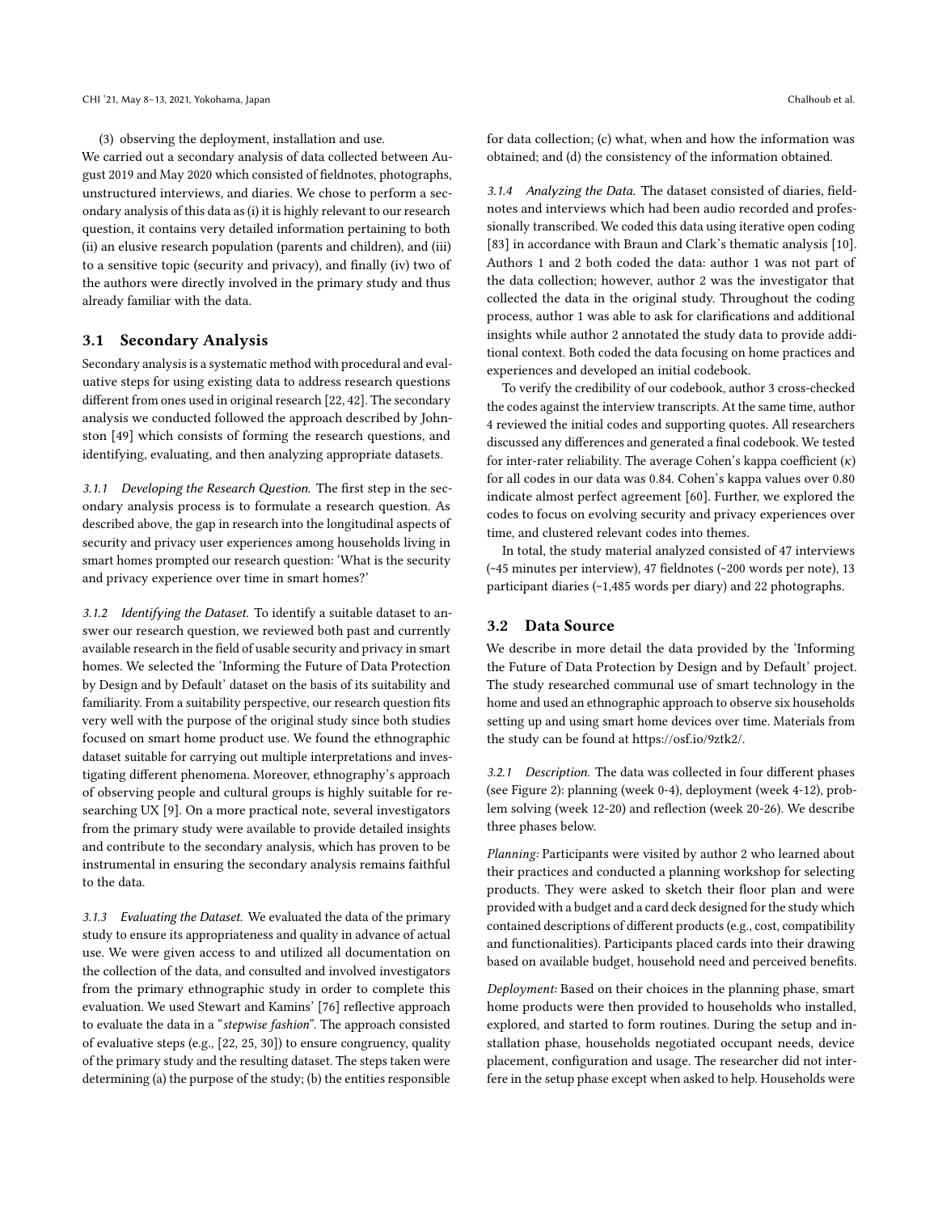(3) observing the deployment, installation and use.

We carried out a secondary analysis of data collected between August 2019 and May 2020 which consisted of fieldnotes, photographs, unstructured interviews, and diaries. We chose to perform a secondary analysis of this data as (i) it is highly relevant to our research question, it contains very detailed information pertaining to both (ii) an elusive research population (parents and children), and (iii) to a sensitive topic (security and privacy), and finally (iv) two of the authors were directly involved in the primary study and thus already familiar with the data.

## 3.1 Secondary Analysis

Secondary analysis is a systematic method with procedural and evaluative steps for using existing data to address research questions different from ones used in original research [22, 42]. The secondary analysis we conducted followed the approach described by Johnston [49] which consists of forming the research questions, and identifying, evaluating, and then analyzing appropriate datasets.

*3.1.1 Developing the Research Question.* The first step in the secondary analysis process is to formulate a research question. As described above, the gap in research into the longitudinal aspects of security and privacy user experiences among households living in smart homes prompted our research question: 'What is the security and privacy experience over time in smart homes?'

*3.1.2 Identifying the Dataset.* To identify a suitable dataset to answer our research question, we reviewed both past and currently available research in the field of usable security and privacy in smart homes. We selected the 'Informing the Future of Data Protection by Design and by Default' dataset on the basis of its suitability and familiarity. From a suitability perspective, our research question fits very well with the purpose of the original study since both studies focused on smart home product use. We found the ethnographic dataset suitable for carrying out multiple interpretations and investigating different phenomena. Moreover, ethnography's approach of observing people and cultural groups is highly suitable for researching UX [9]. On a more practical note, several investigators from the primary study were available to provide detailed insights and contribute to the secondary analysis, which has proven to be instrumental in ensuring the secondary analysis remains faithful to the data.

*3.1.3 Evaluating the Dataset.* We evaluated the data of the primary study to ensure its appropriateness and quality in advance of actual use. We were given access to and utilized all documentation on the collection of the data, and consulted and involved investigators from the primary ethnographic study in order to complete this evaluation. We used Stewart and Kamins' [76] reflective approach to evaluate the data in a "*stepwise fashion*". The approach consisted of evaluative steps (e.g., [22, 25, 30]) to ensure congruency, quality of the primary study and the resulting dataset. The steps taken were determining (a) the purpose of the study; (b) the entities responsible for data collection; (c) what, when and how the information was obtained; and (d) the consistency of the information obtained.

*3.1.4 Analyzing the Data.* The dataset consisted of diaries, fieldnotes and interviews which had been audio recorded and professionally transcribed. We coded this data using iterative open coding [83] in accordance with Braun and Clark's thematic analysis [10]. Authors 1 and 2 both coded the data: author 1 was not part of the data collection; however, author 2 was the investigator that collected the data in the original study. Throughout the coding process, author 1 was able to ask for clarifications and additional insights while author 2 annotated the study data to provide additional context. Both coded the data focusing on home practices and experiences and developed an initial codebook.

To verify the credibility of our codebook, author 3 cross-checked the codes against the interview transcripts. At the same time, author 4 reviewed the initial codes and supporting quotes. All researchers discussed any differences and generated a final codebook. We tested for inter-rater reliability. The average Cohen's kappa coefficient ($\kappa$) for all codes in our data was 0.84. Cohen's kappa values over 0.80 indicate almost perfect agreement [60]. Further, we explored the codes to focus on evolving security and privacy experiences over time, and clustered relevant codes into themes.

In total, the study material analyzed consisted of 47 interviews (~45 minutes per interview), 47 fieldnotes (~200 words per note), 13 participant diaries (~1,485 words per diary) and 22 photographs.

## 3.2 Data Source

We describe in more detail the data provided by the 'Informing the Future of Data Protection by Design and by Default' project. The study researched communal use of smart technology in the home and used an ethnographic approach to observe six households setting up and using smart home devices over time. Materials from the study can be found at https://osf.io/9ztk2/.

*3.2.1 Description.* The data was collected in four different phases (see Figure 2): planning (week 0-4), deployment (week 4-12), problem solving (week 12-20) and reflection (week 20-26). We describe three phases below.

*Planning:* Participants were visited by author 2 who learned about their practices and conducted a planning workshop for selecting products. They were asked to sketch their floor plan and were provided with a budget and a card deck designed for the study which contained descriptions of different products (e.g., cost, compatibility and functionalities). Participants placed cards into their drawing based on available budget, household need and perceived benefits.

*Deployment:* Based on their choices in the planning phase, smart home products were then provided to households who installed, explored, and started to form routines. During the setup and installation phase, households negotiated occupant needs, device placement, configuration and usage. The researcher did not interfere in the setup phase except when asked to help. Households were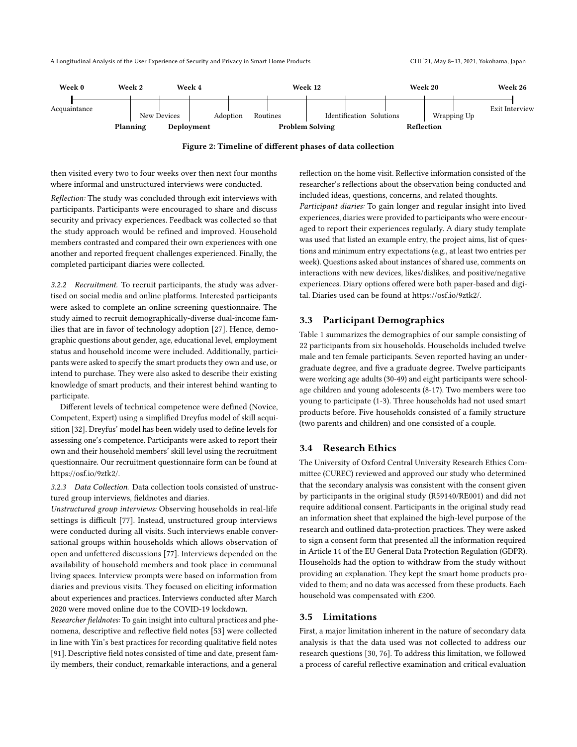Week 0 — Acquaintance; Week 2 — Planning; New Devices; Week 4 — Deployment; Adoption; Routines; Week 12 — Problem Solving; Identification; Solutions; Week 20 — Reflection; Wrapping Up; Week 26 — Exit Interview

**Figure 2: Timeline of different phases of data collection**

then visited every two to four weeks over then next four months where informal and unstructured interviews were conducted.

*Reflection:* The study was concluded through exit interviews with participants. Participants were encouraged to share and discuss security and privacy experiences. Feedback was collected so that the study approach would be refined and improved. Household members contrasted and compared their own experiences with one another and reported frequent challenges experienced. Finally, the completed participant diaries were collected.

*3.2.2 Recruitment.* To recruit participants, the study was advertised on social media and online platforms. Interested participants were asked to complete an online screening questionnaire. The study aimed to recruit demographically-diverse dual-income families that are in favor of technology adoption [27]. Hence, demographic questions about gender, age, educational level, employment status and household income were included. Additionally, participants were asked to specify the smart products they own and use, or intend to purchase. They were also asked to describe their existing knowledge of smart products, and their interest behind wanting to participate.

Different levels of technical competence were defined (Novice, Competent, Expert) using a simplified Dreyfus model of skill acquisition [32]. Dreyfus' model has been widely used to define levels for assessing one's competence. Participants were asked to report their own and their household members' skill level using the recruitment questionnaire. Our recruitment questionnaire form can be found at https://osf.io/9ztk2/.

*3.2.3 Data Collection.* Data collection tools consisted of unstructured group interviews, fieldnotes and diaries.

*Unstructured group interviews:* Observing households in real-life settings is difficult [77]. Instead, unstructured group interviews were conducted during all visits. Such interviews enable conversational groups within households which allows observation of open and unfettered discussions [77]. Interviews depended on the availability of household members and took place in communal living spaces. Interview prompts were based on information from diaries and previous visits. They focused on eliciting information about experiences and practices. Interviews conducted after March 2020 were moved online due to the COVID-19 lockdown.

*Researcher fieldnotes:* To gain insight into cultural practices and phenomena, descriptive and reflective field notes [53] were collected in line with Yin's best practices for recording qualitative field notes [91]. Descriptive field notes consisted of time and date, present family members, their conduct, remarkable interactions, and a general reflection on the home visit. Reflective information consisted of the researcher's reflections about the observation being conducted and included ideas, questions, concerns, and related thoughts.

*Participant diaries:* To gain longer and regular insight into lived experiences, diaries were provided to participants who were encouraged to report their experiences regularly. A diary study template was used that listed an example entry, the project aims, list of questions and minimum entry expectations (e.g., at least two entries per week). Questions asked about instances of shared use, comments on interactions with new devices, likes/dislikes, and positive/negative experiences. Diary options offered were both paper-based and digital. Diaries used can be found at https://osf.io/9ztk2/.

## 3.3 Participant Demographics

Table 1 summarizes the demographics of our sample consisting of 22 participants from six households. Households included twelve male and ten female participants. Seven reported having an undergraduate degree, and five a graduate degree. Twelve participants were working age adults (30-49) and eight participants were school-age children and young adolescents (8-17). Two members were too young to participate (1-3). Three households had not used smart products before. Five households consisted of a family structure (two parents and children) and one consisted of a couple.

## 3.4 Research Ethics

The University of Oxford Central University Research Ethics Committee (CUREC) reviewed and approved our study who determined that the secondary analysis was consistent with the consent given by participants in the original study (R59140/RE001) and did not require additional consent. Participants in the original study read an information sheet that explained the high-level purpose of the research and outlined data-protection practices. They were asked to sign a consent form that presented all the information required in Article 14 of the EU General Data Protection Regulation (GDPR). Households had the option to withdraw from the study without providing an explanation. They kept the smart home products provided to them; and no data was accessed from these products. Each household was compensated with £200.

## 3.5 Limitations

First, a major limitation inherent in the nature of secondary data analysis is that the data used was not collected to address our research questions [30, 76]. To address this limitation, we followed a process of careful reflective examination and critical evaluation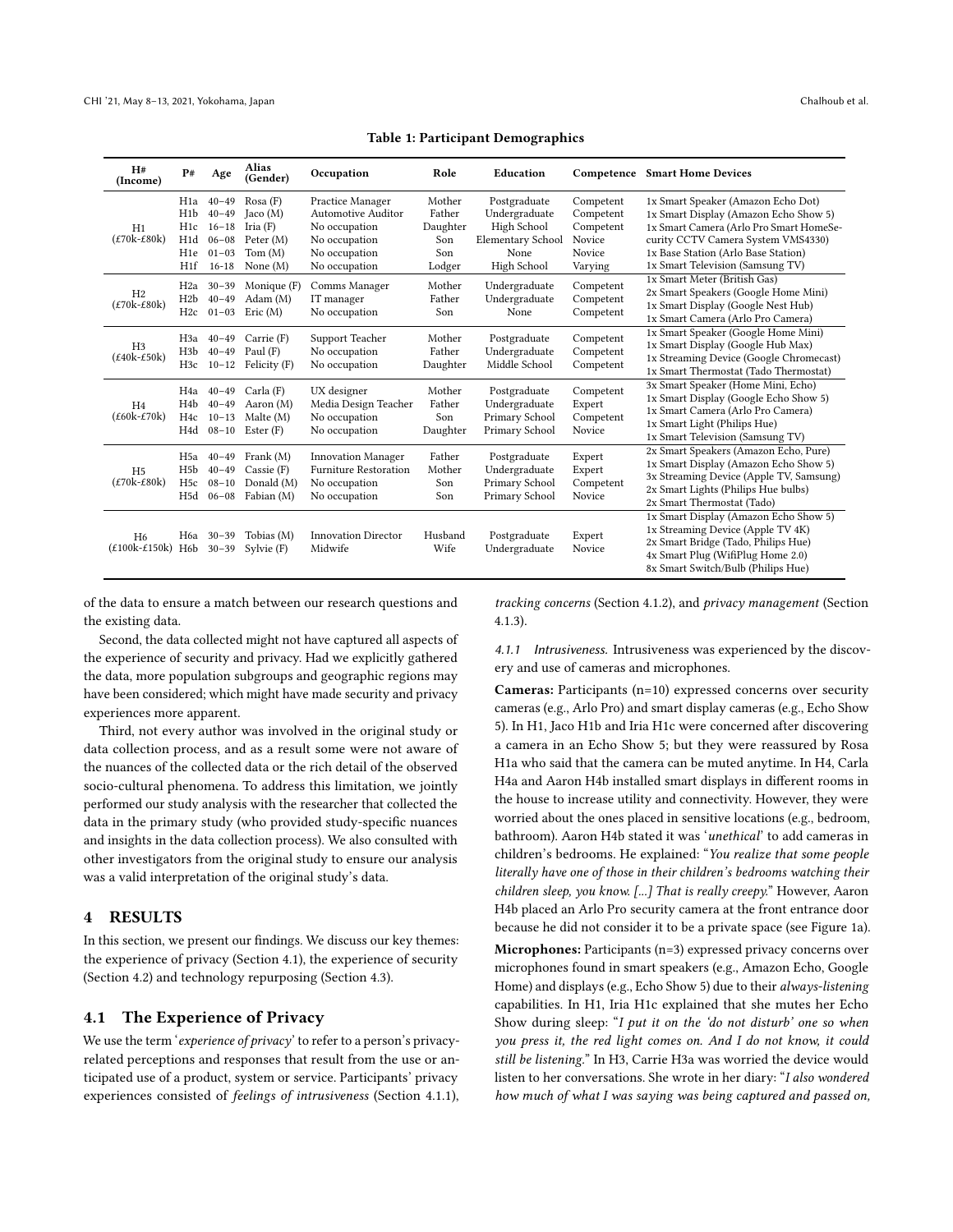**Table 1: Participant Demographics**

| H# (Income) | P# | Age | Alias (Gender) | Occupation | Role | Education | Competence | Smart Home Devices |
|---|---|---|---|---|---|---|---|---|
| H1 (£70k-£80k) | H1a | 40–49 | Rosa (F) | Practice Manager | Mother | Postgraduate | Competent | 1x Smart Speaker (Amazon Echo Dot) |
| | H1b | 40–49 | Jaco (M) | Automotive Auditor | Father | Undergraduate | Competent | 1x Smart Display (Amazon Echo Show 5) |
| | H1c | 16–18 | Iria (F) | No occupation | Daughter | High School | Competent | 1x Smart Camera (Arlo Pro Smart HomeSecurity CCTV Camera System VMS4330) |
| | H1d | 06–08 | Peter (M) | No occupation | Son | Elementary School | Novice | 1x Base Station (Arlo Base Station) |
| | H1e | 01–03 | Tom (M) | No occupation | Son | None | Novice | 1x Smart Television (Samsung TV) |
| | H1f | 16-18 | None (M) | No occupation | Lodger | High School | Varying | 1x Smart Meter (British Gas) |
| H2 (£70k-£80k) | H2a | 30–39 | Monique (F) | Comms Manager | Mother | Undergraduate | Competent | 2x Smart Speakers (Google Home Mini) |
| | H2b | 40–49 | Adam (M) | IT manager | Father | Undergraduate | Competent | 1x Smart Display (Google Nest Hub) |
| | H2c | 01–03 | Eric (M) | No occupation | Son | None | Competent | 1x Smart Camera (Arlo Pro Camera) |
| H3 (£40k-£50k) | H3a | 40–49 | Carrie (F) | Support Teacher | Mother | Postgraduate | Competent | 1x Smart Speaker (Google Home Mini) |
| | H3b | 40–49 | Paul (F) | No occupation | Father | Undergraduate | Competent | 1x Smart Display (Google Hub Max) |
| | H3c | 10–12 | Felicity (F) | No occupation | Daughter | Middle School | Competent | 1x Streaming Device (Google Chromecast) |
| | | | | | | | | 1x Smart Thermostat (Tado Thermostat) |
| H4 (£60k-£70k) | H4a | 40–49 | Carla (F) | UX designer | Mother | Postgraduate | Competent | 3x Smart Speaker (Home Mini, Echo) |
| | H4b | 40–49 | Aaron (M) | Media Design Teacher | Father | Undergraduate | Expert | 1x Smart Display (Google Echo Show 5) |
| | H4c | 10–13 | Malte (M) | No occupation | Son | Primary School | Competent | 1x Smart Camera (Arlo Pro Camera) |
| | H4d | 08–10 | Ester (F) | No occupation | Daughter | Primary School | Novice | 1x Smart Light (Philips Hue) |
| | | | | | | | | 1x Smart Television (Samsung TV) |
| H5 (£70k-£80k) | H5a | 40–49 | Frank (M) | Innovation Manager | Father | Postgraduate | Expert | 2x Smart Speakers (Amazon Echo, Pure) |
| | H5b | 40–49 | Cassie (F) | Furniture Restoration | Mother | Undergraduate | Expert | 1x Smart Display (Amazon Echo Show 5) |
| | H5c | 08–10 | Donald (M) | No occupation | Son | Primary School | Competent | 3x Streaming Device (Apple TV, Samsung) |
| | H5d | 06–08 | Fabian (M) | No occupation | Son | Primary School | Novice | 2x Smart Lights (Philips Hue bulbs) |
| | | | | | | | | 2x Smart Thermostat (Tado) |
| H6 (£100k-£150k) | H6a | 30–39 | Tobias (M) | Innovation Director | Husband | Postgraduate | Expert | 1x Smart Display (Amazon Echo Show 5) |
| | H6b | 30–39 | Sylvie (F) | Midwife | Wife | Undergraduate | Novice | 1x Streaming Device (Apple TV 4K) |
| | | | | | | | | 2x Smart Bridge (Tado, Philips Hue) |
| | | | | | | | | 4x Smart Plug (WifiPlug Home 2.0) |
| | | | | | | | | 8x Smart Switch/Bulb (Philips Hue) |

of the data to ensure a match between our research questions and the existing data.

Second, the data collected might not have captured all aspects of the experience of security and privacy. Had we explicitly gathered the data, more population subgroups and geographic regions may have been considered; which might have made security and privacy experiences more apparent.

Third, not every author was involved in the original study or data collection process, and as a result some were not aware of the nuances of the collected data or the rich detail of the observed socio-cultural phenomena. To address this limitation, we jointly performed our study analysis with the researcher that collected the data in the primary study (who provided study-specific nuances and insights in the data collection process). We also consulted with other investigators from the original study to ensure our analysis was a valid interpretation of the original study's data.

## 4 RESULTS

In this section, we present our findings. We discuss our key themes: the experience of privacy (Section 4.1), the experience of security (Section 4.2) and technology repurposing (Section 4.3).

### 4.1 The Experience of Privacy

We use the term '*experience of privacy*' to refer to a person's privacy-related perceptions and responses that result from the use or anticipated use of a product, system or service. Participants' privacy experiences consisted of *feelings of intrusiveness* (Section 4.1.1), *tracking concerns* (Section 4.1.2), and *privacy management* (Section 4.1.3).

#### 4.1.1 *Intrusiveness.*

Intrusiveness was experienced by the discovery and use of cameras and microphones.

**Cameras:** Participants (n=10) expressed concerns over security cameras (e.g., Arlo Pro) and smart display cameras (e.g., Echo Show 5). In H1, Jaco H1b and Iria H1c were concerned after discovering a camera in an Echo Show 5; but they were reassured by Rosa H1a who said that the camera can be muted anytime. In H4, Carla H4a and Aaron H4b installed smart displays in different rooms in the house to increase utility and connectivity. However, they were worried about the ones placed in sensitive locations (e.g., bedroom, bathroom). Aaron H4b stated it was '*unethical*' to add cameras in children's bedrooms. He explained: "*You realize that some people literally have one of those in their children's bedrooms watching their children sleep, you know. [...] That is really creepy.*" However, Aaron H4b placed an Arlo Pro security camera at the front entrance door because he did not consider it to be a private space (see Figure 1a).

**Microphones:** Participants (n=3) expressed privacy concerns over microphones found in smart speakers (e.g., Amazon Echo, Google Home) and displays (e.g., Echo Show 5) due to their *always-listening* capabilities. In H1, Iria H1c explained that she mutes her Echo Show during sleep: "*I put it on the 'do not disturb' one so when you press it, the red light comes on. And I do not know, it could still be listening.*" In H3, Carrie H3a was worried the device would listen to her conversations. She wrote in her diary: "*I also wondered how much of what I was saying was being captured and passed on,*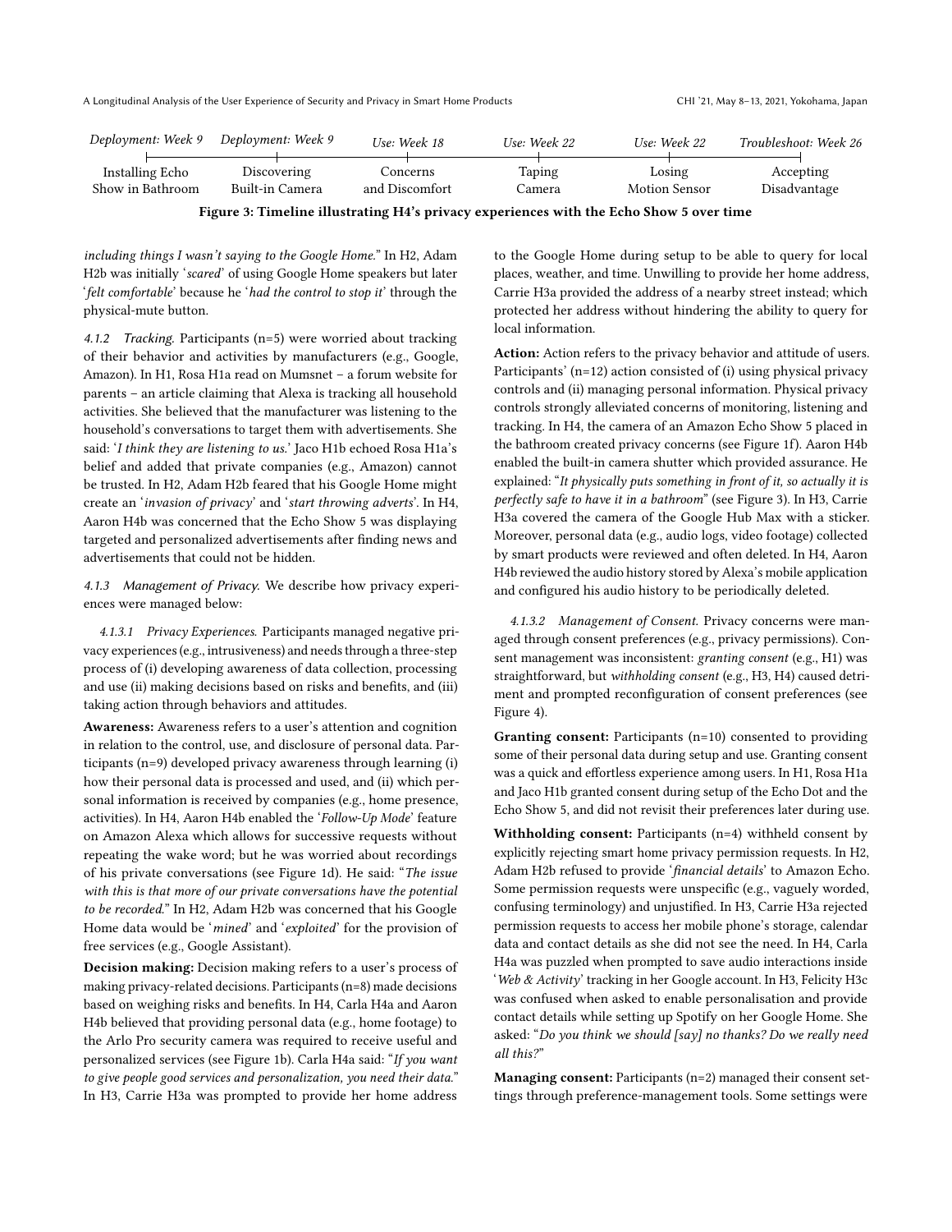| Deployment: Week 9 | Deployment: Week 9 | Use: Week 18 | Use: Week 22 | Use: Week 22 | Troubleshoot: Week 26 |
|---|---|---|---|---|---|
| Installing Echo Show in Bathroom | Discovering Built-in Camera | Concerns and Discomfort | Taping Camera | Losing Motion Sensor | Accepting Disadvantage |

**Figure 3: Timeline illustrating H4's privacy experiences with the Echo Show 5 over time**

*including things I wasn't saying to the Google Home.*" In H2, Adam H2b was initially '*scared*' of using Google Home speakers but later '*felt comfortable*' because he '*had the control to stop it*' through the physical-mute button.

*4.1.2 Tracking.* Participants (n=5) were worried about tracking of their behavior and activities by manufacturers (e.g., Google, Amazon). In H1, Rosa H1a read on Mumsnet – a forum website for parents – an article claiming that Alexa is tracking all household activities. She believed that the manufacturer was listening to the household's conversations to target them with advertisements. She said: '*I think they are listening to us.*' Jaco H1b echoed Rosa H1a's belief and added that private companies (e.g., Amazon) cannot be trusted. In H2, Adam H2b feared that his Google Home might create an '*invasion of privacy*' and '*start throwing adverts*'. In H4, Aaron H4b was concerned that the Echo Show 5 was displaying targeted and personalized advertisements after finding news and advertisements that could not be hidden.

*4.1.3 Management of Privacy.* We describe how privacy experiences were managed below:

*4.1.3.1 Privacy Experiences.* Participants managed negative privacy experiences (e.g., intrusiveness) and needs through a three-step process of (i) developing awareness of data collection, processing and use (ii) making decisions based on risks and benefits, and (iii) taking action through behaviors and attitudes.

**Awareness:** Awareness refers to a user's attention and cognition in relation to the control, use, and disclosure of personal data. Participants (n=9) developed privacy awareness through learning (i) how their personal data is processed and used, and (ii) which personal information is received by companies (e.g., home presence, activities). In H4, Aaron H4b enabled the '*Follow-Up Mode*' feature on Amazon Alexa which allows for successive requests without repeating the wake word; but he was worried about recordings of his private conversations (see Figure 1d). He said: "*The issue with this is that more of our private conversations have the potential to be recorded.*" In H2, Adam H2b was concerned that his Google Home data would be '*mined*' and '*exploited*' for the provision of free services (e.g., Google Assistant).

**Decision making:** Decision making refers to a user's process of making privacy-related decisions. Participants (n=8) made decisions based on weighing risks and benefits. In H4, Carla H4a and Aaron H4b believed that providing personal data (e.g., home footage) to the Arlo Pro security camera was required to receive useful and personalized services (see Figure 1b). Carla H4a said: "*If you want to give people good services and personalization, you need their data.*" In H3, Carrie H3a was prompted to provide her home address to the Google Home during setup to be able to query for local places, weather, and time. Unwilling to provide her home address, Carrie H3a provided the address of a nearby street instead; which protected her address without hindering the ability to query for local information.

**Action:** Action refers to the privacy behavior and attitude of users. Participants' (n=12) action consisted of (i) using physical privacy controls and (ii) managing personal information. Physical privacy controls strongly alleviated concerns of monitoring, listening and tracking. In H4, the camera of an Amazon Echo Show 5 placed in the bathroom created privacy concerns (see Figure 1f). Aaron H4b enabled the built-in camera shutter which provided assurance. He explained: "*It physically puts something in front of it, so actually it is perfectly safe to have it in a bathroom*" (see Figure 3). In H3, Carrie H3a covered the camera of the Google Hub Max with a sticker. Moreover, personal data (e.g., audio logs, video footage) collected by smart products were reviewed and often deleted. In H4, Aaron H4b reviewed the audio history stored by Alexa's mobile application and configured his audio history to be periodically deleted.

*4.1.3.2 Management of Consent.* Privacy concerns were managed through consent preferences (e.g., privacy permissions). Consent management was inconsistent: *granting consent* (e.g., H1) was straightforward, but *withholding consent* (e.g., H3, H4) caused detriment and prompted reconfiguration of consent preferences (see Figure 4).

**Granting consent:** Participants (n=10) consented to providing some of their personal data during setup and use. Granting consent was a quick and effortless experience among users. In H1, Rosa H1a and Jaco H1b granted consent during setup of the Echo Dot and the Echo Show 5, and did not revisit their preferences later during use.

**Withholding consent:** Participants (n=4) withheld consent by explicitly rejecting smart home privacy permission requests. In H2, Adam H2b refused to provide '*financial details*' to Amazon Echo. Some permission requests were unspecific (e.g., vaguely worded, confusing terminology) and unjustified. In H3, Carrie H3a rejected permission requests to access her mobile phone's storage, calendar data and contact details as she did not see the need. In H4, Carla H4a was puzzled when prompted to save audio interactions inside '*Web & Activity*' tracking in her Google account. In H3, Felicity H3c was confused when asked to enable personalisation and provide contact details while setting up Spotify on her Google Home. She asked: "*Do you think we should [say] no thanks? Do we really need all this?*"

**Managing consent:** Participants (n=2) managed their consent settings through preference-management tools. Some settings were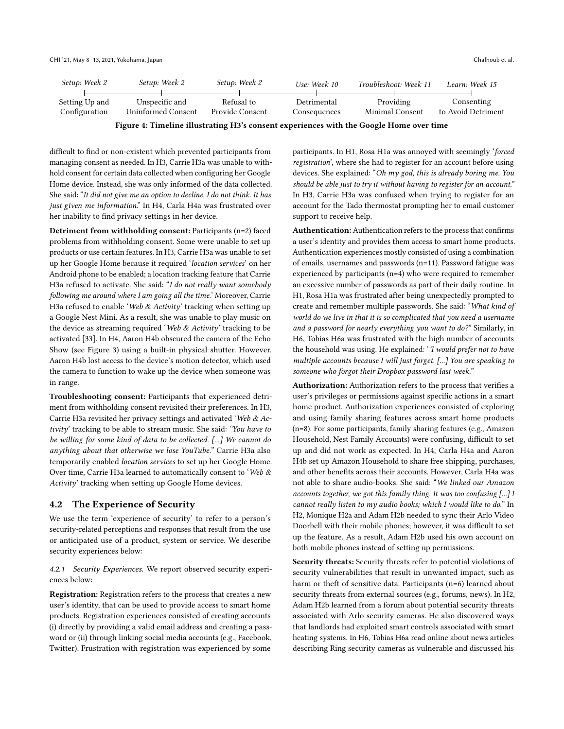| Setup: Week 2 | Setup: Week 2 | Setup: Week 2 | Use: Week 10 | Troubleshoot: Week 11 | Learn: Week 15 |
|---|---|---|---|---|---|
| Setting Up and Configuration | Unspecific and Uninformed Consent | Refusal to Provide Consent | Detrimental Consequences | Providing Minimal Consent | Consenting to Avoid Detriment |

**Figure 4: Timeline illustrating H3's consent experiences with the Google Home over time**

difficult to find or non-existent which prevented participants from managing consent as needed. In H3, Carrie H3a was unable to withhold consent for certain data collected when configuring her Google Home device. Instead, she was only informed of the data collected. She said: "*It did not give me an option to decline, I do not think. It has just given me information.*" In H4, Carla H4a was frustrated over her inability to find privacy settings in her device.

**Detriment from withholding consent:** Participants (n=2) faced problems from withholding consent. Some were unable to set up products or use certain features. In H3, Carrie H3a was unable to set up her Google Home because it required '*location services*' on her Android phone to be enabled; a location tracking feature that Carrie H3a refused to activate. She said: "*I do not really want somebody following me around where I am going all the time.*' Moreover, Carrie H3a refused to enable '*Web & Activity*' tracking when setting up a Google Nest Mini. As a result, she was unable to play music on the device as streaming required '*Web & Activity*' tracking to be activated [33]. In H4, Aaron H4b obscured the camera of the Echo Show (see Figure 3) using a built-in physical shutter. However, Aaron H4b lost access to the device's motion detector, which used the camera to function to wake up the device when someone was in range.

**Troubleshooting consent:** Participants that experienced detriment from withholding consent revisited their preferences. In H3, Carrie H3a revisited her privacy settings and activated '*Web & Activity*' tracking to be able to stream music. She said: *"You have to be willing for some kind of data to be collected. [...] We cannot do anything about that otherwise we lose YouTube."* Carrie H3a also temporarily enabled *location services* to set up her Google Home. Over time, Carrie H3a learned to automatically consent to '*Web & Activity*' tracking when setting up Google Home devices.

## 4.2 The Experience of Security

We use the term 'experience of security' to refer to a person's security-related perceptions and responses that result from the use or anticipated use of a product, system or service. We describe security experiences below:

### 4.2.1 *Security Experiences.*

We report observed security experiences below:

**Registration:** Registration refers to the process that creates a new user's identity, that can be used to provide access to smart home products. Registration experiences consisted of creating accounts (i) directly by providing a valid email address and creating a password or (ii) through linking social media accounts (e.g., Facebook, Twitter). Frustration with registration was experienced by some participants. In H1, Rosa H1a was annoyed with seemingly '*forced registration*', where she had to register for an account before using devices. She explained: "*Oh my god, this is already boring me. You should be able just to try it without having to register for an account.*" In H3, Carrie H3a was confused when trying to register for an account for the Tado thermostat prompting her to email customer support to receive help.

**Authentication:** Authentication refers to the process that confirms a user's identity and provides them access to smart home products. Authentication experiences mostly consisted of using a combination of emails, usernames and passwords (n=11). Password fatigue was experienced by participants (n=4) who were required to remember an excessive number of passwords as part of their daily routine. In H1, Rosa H1a was frustrated after being unexpectedly prompted to create and remember multiple passwords. She said: "*What kind of world do we live in that it is so complicated that you need a username and a password for nearly everything you want to do?*" Similarly, in H6, Tobias H6a was frustrated with the high number of accounts the household was using. He explained: '*'I would prefer not to have multiple accounts because I will just forget. [...] You are speaking to someone who forgot their Dropbox password last week.*"

**Authorization:** Authorization refers to the process that verifies a user's privileges or permissions against specific actions in a smart home product. Authorization experiences consisted of exploring and using family sharing features across smart home products (n=8). For some participants, family sharing features (e.g., Amazon Household, Nest Family Accounts) were confusing, difficult to set up and did not work as expected. In H4, Carla H4a and Aaron H4b set up Amazon Household to share free shipping, purchases, and other benefits across their accounts. However, Carla H4a was not able to share audio-books. She said: "*We linked our Amazon accounts together, we got this family thing. It was too confusing [...] I cannot really listen to my audio books; which I would like to do.*" In H2, Monique H2a and Adam H2b needed to sync their Arlo Video Doorbell with their mobile phones; however, it was difficult to set up the feature. As a result, Adam H2b used his own account on both mobile phones instead of setting up permissions.

**Security threats:** Security threats refer to potential violations of security vulnerabilities that result in unwanted impact, such as harm or theft of sensitive data. Participants (n=6) learned about security threats from external sources (e.g., forums, news). In H2, Adam H2b learned from a forum about potential security threats associated with Arlo security cameras. He also discovered ways that landlords had exploited smart controls associated with smart heating systems. In H6, Tobias H6a read online about news articles describing Ring security cameras as vulnerable and discussed his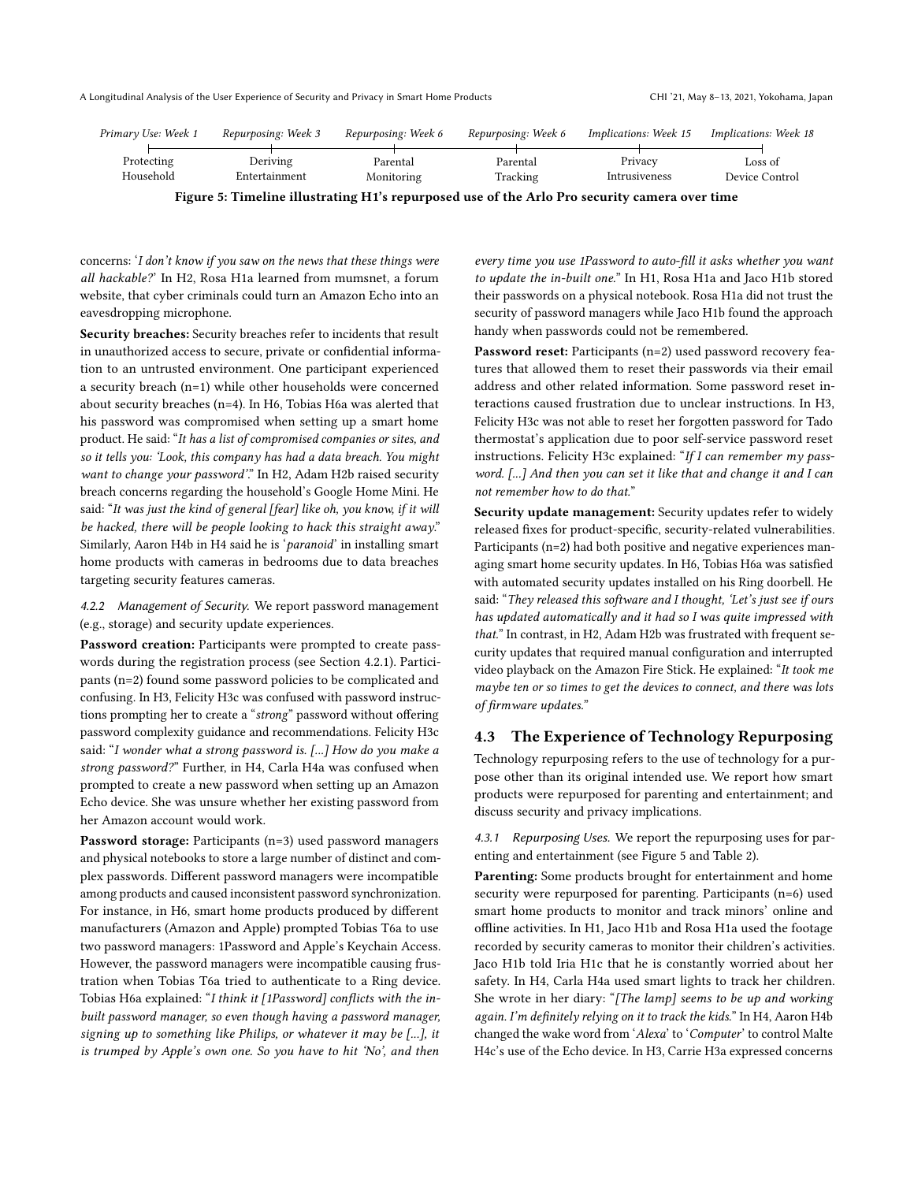| *Primary Use: Week 1* | *Repurposing: Week 3* | *Repurposing: Week 6* | *Repurposing: Week 6* | *Implications: Week 15* | *Implications: Week 18* |
|---|---|---|---|---|---|
| Protecting Household | Deriving Entertainment | Parental Monitoring | Parental Tracking | Privacy Intrusiveness | Loss of Device Control |

**Figure 5: Timeline illustrating H1's repurposed use of the Arlo Pro security camera over time**

concerns: '*I don't know if you saw on the news that these things were all hackable?*' In H2, Rosa H1a learned from mumsnet, a forum website, that cyber criminals could turn an Amazon Echo into an eavesdropping microphone.

**Security breaches:** Security breaches refer to incidents that result in unauthorized access to secure, private or confidential information to an untrusted environment. One participant experienced a security breach (n=1) while other households were concerned about security breaches (n=4). In H6, Tobias H6a was alerted that his password was compromised when setting up a smart home product. He said: "*It has a list of compromised companies or sites, and so it tells you: 'Look, this company has had a data breach. You might want to change your password'.*" In H2, Adam H2b raised security breach concerns regarding the household's Google Home Mini. He said: "*It was just the kind of general [fear] like oh, you know, if it will be hacked, there will be people looking to hack this straight away.*" Similarly, Aaron H4b in H4 said he is '*paranoid*' in installing smart home products with cameras in bedrooms due to data breaches targeting security features cameras.

#### 4.2.2 Management of Security.

We report password management (e.g., storage) and security update experiences.

**Password creation:** Participants were prompted to create passwords during the registration process (see Section 4.2.1). Participants (n=2) found some password policies to be complicated and confusing. In H3, Felicity H3c was confused with password instructions prompting her to create a "*strong*" password without offering password complexity guidance and recommendations. Felicity H3c said: "*I wonder what a strong password is. [...] How do you make a strong password?*" Further, in H4, Carla H4a was confused when prompted to create a new password when setting up an Amazon Echo device. She was unsure whether her existing password from her Amazon account would work.

**Password storage:** Participants (n=3) used password managers and physical notebooks to store a large number of distinct and complex passwords. Different password managers were incompatible among products and caused inconsistent password synchronization. For instance, in H6, smart home products produced by different manufacturers (Amazon and Apple) prompted Tobias T6a to use two password managers: 1Password and Apple's Keychain Access. However, the password managers were incompatible causing frustration when Tobias T6a tried to authenticate to a Ring device. Tobias H6a explained: "*I think it [1Password] conflicts with the in-built password manager, so even though having a password manager, signing up to something like Philips, or whatever it may be [...], it is trumped by Apple's own one. So you have to hit 'No', and then every time you use 1Password to auto-fill it asks whether you want to update the in-built one.*" In H1, Rosa H1a and Jaco H1b stored their passwords on a physical notebook. Rosa H1a did not trust the security of password managers while Jaco H1b found the approach handy when passwords could not be remembered.

**Password reset:** Participants (n=2) used password recovery features that allowed them to reset their passwords via their email address and other related information. Some password reset interactions caused frustration due to unclear instructions. In H3, Felicity H3c was not able to reset her forgotten password for Tado thermostat's application due to poor self-service password reset instructions. Felicity H3c explained: "*If I can remember my password. [...] And then you can set it like that and change it and I can not remember how to do that.*"

**Security update management:** Security updates refer to widely released fixes for product-specific, security-related vulnerabilities. Participants (n=2) had both positive and negative experiences managing smart home security updates. In H6, Tobias H6a was satisfied with automated security updates installed on his Ring doorbell. He said: "*They released this software and I thought, 'Let's just see if ours has updated automatically and it had so I was quite impressed with that.*" In contrast, in H2, Adam H2b was frustrated with frequent security updates that required manual configuration and interrupted video playback on the Amazon Fire Stick. He explained: "*It took me maybe ten or so times to get the devices to connect, and there was lots of firmware updates.*"

### 4.3 The Experience of Technology Repurposing

Technology repurposing refers to the use of technology for a purpose other than its original intended use. We report how smart products were repurposed for parenting and entertainment; and discuss security and privacy implications.

#### 4.3.1 Repurposing Uses.

We report the repurposing uses for parenting and entertainment (see Figure 5 and Table 2).

**Parenting:** Some products brought for entertainment and home security were repurposed for parenting. Participants (n=6) used smart home products to monitor and track minors' online and offline activities. In H1, Jaco H1b and Rosa H1a used the footage recorded by security cameras to monitor their children's activities. Jaco H1b told Iria H1c that he is constantly worried about her safety. In H4, Carla H4a used smart lights to track her children. She wrote in her diary: "*[The lamp] seems to be up and working again. I'm definitely relying on it to track the kids.*" In H4, Aaron H4b changed the wake word from '*Alexa*' to '*Computer*' to control Malte H4c's use of the Echo device. In H3, Carrie H3a expressed concerns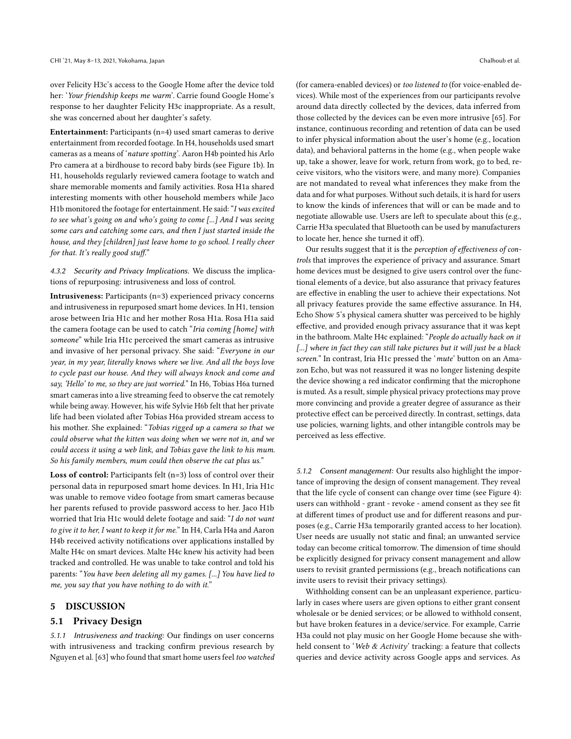over Felicity H3c's access to the Google Home after the device told her: '*Your friendship keeps me warm*'. Carrie found Google Home's response to her daughter Felicity H3c inappropriate. As a result, she was concerned about her daughter's safety.

**Entertainment:** Participants (n=4) used smart cameras to derive entertainment from recorded footage. In H4, households used smart cameras as a means of '*nature spotting*'. Aaron H4b pointed his Arlo Pro camera at a birdhouse to record baby birds (see Figure 1b). In H1, households regularly reviewed camera footage to watch and share memorable moments and family activities. Rosa H1a shared interesting moments with other household members while Jaco H1b monitored the footage for entertainment. He said: "*I was excited to see what's going on and who's going to come [...] And I was seeing some cars and catching some cars, and then I just started inside the house, and they [children] just leave home to go school. I really cheer for that. It's really good stuff.*"

#### 4.3.2 Security and Privacy Implications.

We discuss the implications of repurposing: intrusiveness and loss of control.

**Intrusiveness:** Participants (n=3) experienced privacy concerns and intrusiveness in repurposed smart home devices. In H1, tension arose between Iria H1c and her mother Rosa H1a. Rosa H1a said the camera footage can be used to catch "*Iria coming [home] with someone*" while Iria H1c perceived the smart cameras as intrusive and invasive of her personal privacy. She said: "*Everyone in our year, in my year, literally knows where we live. And all the boys love to cycle past our house. And they will always knock and come and say, 'Hello' to me, so they are just worried.*" In H6, Tobias H6a turned smart cameras into a live streaming feed to observe the cat remotely while being away. However, his wife Sylvie H6b felt that her private life had been violated after Tobias H6a provided stream access to his mother. She explained: "*Tobias rigged up a camera so that we could observe what the kitten was doing when we were not in, and we could access it using a web link, and Tobias gave the link to his mum. So his family members, mum could then observe the cat plus us.*"

**Loss of control:** Participants felt (n=3) loss of control over their personal data in repurposed smart home devices. In H1, Iria H1c was unable to remove video footage from smart cameras because her parents refused to provide password access to her. Jaco H1b worried that Iria H1c would delete footage and said: "*I do not want to give it to her, I want to keep it for me.*" In H4, Carla H4a and Aaron H4b received activity notifications over applications installed by Malte H4c on smart devices. Malte H4c knew his activity had been tracked and controlled. He was unable to take control and told his parents: "*You have been deleting all my games. [...] You have lied to me, you say that you have nothing to do with it.*"

## 5 DISCUSSION

### 5.1 Privacy Design

#### 5.1.1 Intrusiveness and tracking:

Our findings on user concerns with intrusiveness and tracking confirm previous research by Nguyen et al. [63] who found that smart home users feel *too watched* (for camera-enabled devices) or *too listened to* (for voice-enabled devices). While most of the experiences from our participants revolve around data directly collected by the devices, data inferred from those collected by the devices can be even more intrusive [65]. For instance, continuous recording and retention of data can be used to infer physical information about the user's home (e.g., location data), and behavioral patterns in the home (e.g., when people wake up, take a shower, leave for work, return from work, go to bed, receive visitors, who the visitors were, and many more). Companies are not mandated to reveal what inferences they make from the data and for what purposes. Without such details, it is hard for users to know the kinds of inferences that will or can be made and to negotiate allowable use. Users are left to speculate about this (e.g., Carrie H3a speculated that Bluetooth can be used by manufacturers to locate her, hence she turned it off).

Our results suggest that it is the *perception of effectiveness of controls* that improves the experience of privacy and assurance. Smart home devices must be designed to give users control over the functional elements of a device, but also assurance that privacy features are effective in enabling the user to achieve their expectations. Not all privacy features provide the same effective assurance. In H4, Echo Show 5's physical camera shutter was perceived to be highly effective, and provided enough privacy assurance that it was kept in the bathroom. Malte H4c explained: "*People do actually hack on it [...] where in fact they can still take pictures but it will just be a black screen.*" In contrast, Iria H1c pressed the '*mute*' button on an Amazon Echo, but was not reassured it was no longer listening despite the device showing a red indicator confirming that the microphone is muted. As a result, simple physical privacy protections may prove more convincing and provide a greater degree of assurance as their protective effect can be perceived directly. In contrast, settings, data use policies, warning lights, and other intangible controls may be perceived as less effective.

#### 5.1.2 Consent management:

Our results also highlight the importance of improving the design of consent management. They reveal that the life cycle of consent can change over time (see Figure 4): users can withhold - grant - revoke - amend consent as they see fit at different times of product use and for different reasons and purposes (e.g., Carrie H3a temporarily granted access to her location). User needs are usually not static and final; an unwanted service today can become critical tomorrow. The dimension of time should be explicitly designed for privacy consent management and allow users to revisit granted permissions (e.g., breach notifications can invite users to revisit their privacy settings).

Withholding consent can be an unpleasant experience, particularly in cases where users are given options to either grant consent wholesale or be denied services; or be allowed to withhold consent, but have broken features in a device/service. For example, Carrie H3a could not play music on her Google Home because she withheld consent to '*Web & Activity*' tracking: a feature that collects queries and device activity across Google apps and services. As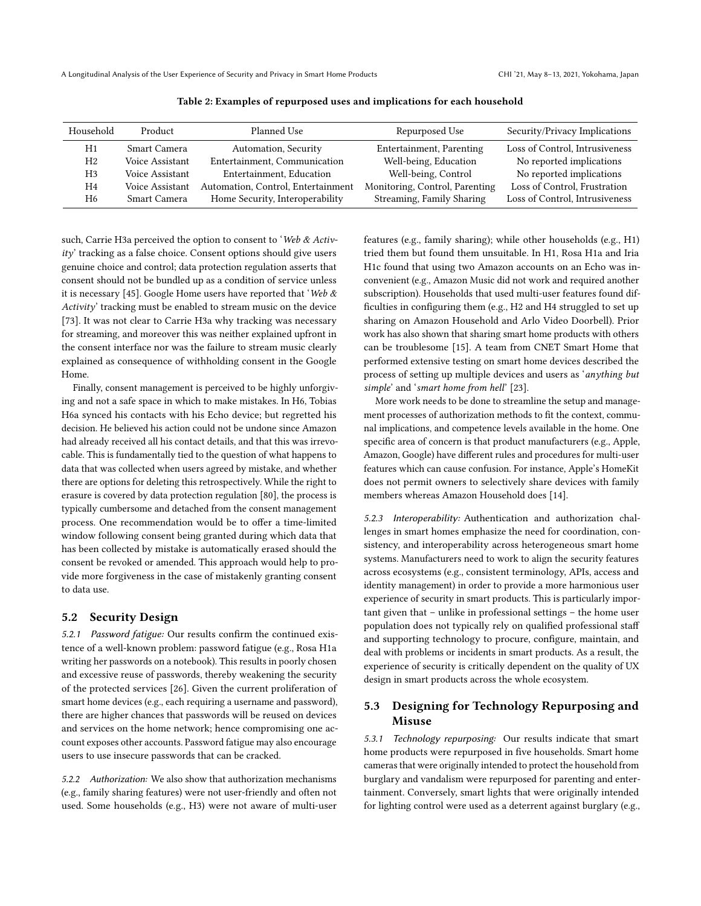**Table 2: Examples of repurposed uses and implications for each household**

| Household | Product | Planned Use | Repurposed Use | Security/Privacy Implications |
|---|---|---|---|---|
| H1 | Smart Camera | Automation, Security | Entertainment, Parenting | Loss of Control, Intrusiveness |
| H2 | Voice Assistant | Entertainment, Communication | Well-being, Education | No reported implications |
| H3 | Voice Assistant | Entertainment, Education | Well-being, Control | No reported implications |
| H4 | Voice Assistant | Automation, Control, Entertainment | Monitoring, Control, Parenting | Loss of Control, Frustration |
| H6 | Smart Camera | Home Security, Interoperability | Streaming, Family Sharing | Loss of Control, Intrusiveness |

such, Carrie H3a perceived the option to consent to '*Web & Activity*' tracking as a false choice. Consent options should give users genuine choice and control; data protection regulation asserts that consent should not be bundled up as a condition of service unless it is necessary [45]. Google Home users have reported that '*Web & Activity*' tracking must be enabled to stream music on the device [73]. It was not clear to Carrie H3a why tracking was necessary for streaming, and moreover this was neither explained upfront in the consent interface nor was the failure to stream music clearly explained as consequence of withholding consent in the Google Home.

Finally, consent management is perceived to be highly unforgiving and not a safe space in which to make mistakes. In H6, Tobias H6a synced his contacts with his Echo device; but regretted his decision. He believed his action could not be undone since Amazon had already received all his contact details, and that this was irrevocable. This is fundamentally tied to the question of what happens to data that was collected when users agreed by mistake, and whether there are options for deleting this retrospectively. While the right to erasure is covered by data protection regulation [80], the process is typically cumbersome and detached from the consent management process. One recommendation would be to offer a time-limited window following consent being granted during which data that has been collected by mistake is automatically erased should the consent be revoked or amended. This approach would help to provide more forgiveness in the case of mistakenly granting consent to data use.

## 5.2 Security Design

*5.2.1 Password fatigue:* Our results confirm the continued existence of a well-known problem: password fatigue (e.g., Rosa H1a writing her passwords on a notebook). This results in poorly chosen and excessive reuse of passwords, thereby weakening the security of the protected services [26]. Given the current proliferation of smart home devices (e.g., each requiring a username and password), there are higher chances that passwords will be reused on devices and services on the home network; hence compromising one account exposes other accounts. Password fatigue may also encourage users to use insecure passwords that can be cracked.

*5.2.2 Authorization:* We also show that authorization mechanisms (e.g., family sharing features) were not user-friendly and often not used. Some households (e.g., H3) were not aware of multi-user features (e.g., family sharing); while other households (e.g., H1) tried them but found them unsuitable. In H1, Rosa H1a and Iria H1c found that using two Amazon accounts on an Echo was inconvenient (e.g., Amazon Music did not work and required another subscription). Households that used multi-user features found difficulties in configuring them (e.g., H2 and H4 struggled to set up sharing on Amazon Household and Arlo Video Doorbell). Prior work has also shown that sharing smart home products with others can be troublesome [15]. A team from CNET Smart Home that performed extensive testing on smart home devices described the process of setting up multiple devices and users as '*anything but simple*' and '*smart home from hell*' [23].

More work needs to be done to streamline the setup and management processes of authorization methods to fit the context, communal implications, and competence levels available in the home. One specific area of concern is that product manufacturers (e.g., Apple, Amazon, Google) have different rules and procedures for multi-user features which can cause confusion. For instance, Apple's HomeKit does not permit owners to selectively share devices with family members whereas Amazon Household does [14].

*5.2.3 Interoperability:* Authentication and authorization challenges in smart homes emphasize the need for coordination, consistency, and interoperability across heterogeneous smart home systems. Manufacturers need to work to align the security features across ecosystems (e.g., consistent terminology, APIs, access and identity management) in order to provide a more harmonious user experience of security in smart products. This is particularly important given that – unlike in professional settings – the home user population does not typically rely on qualified professional staff and supporting technology to procure, configure, maintain, and deal with problems or incidents in smart products. As a result, the experience of security is critically dependent on the quality of UX design in smart products across the whole ecosystem.

## 5.3 Designing for Technology Repurposing and Misuse

*5.3.1 Technology repurposing:* Our results indicate that smart home products were repurposed in five households. Smart home cameras that were originally intended to protect the household from burglary and vandalism were repurposed for parenting and entertainment. Conversely, smart lights that were originally intended for lighting control were used as a deterrent against burglary (e.g.,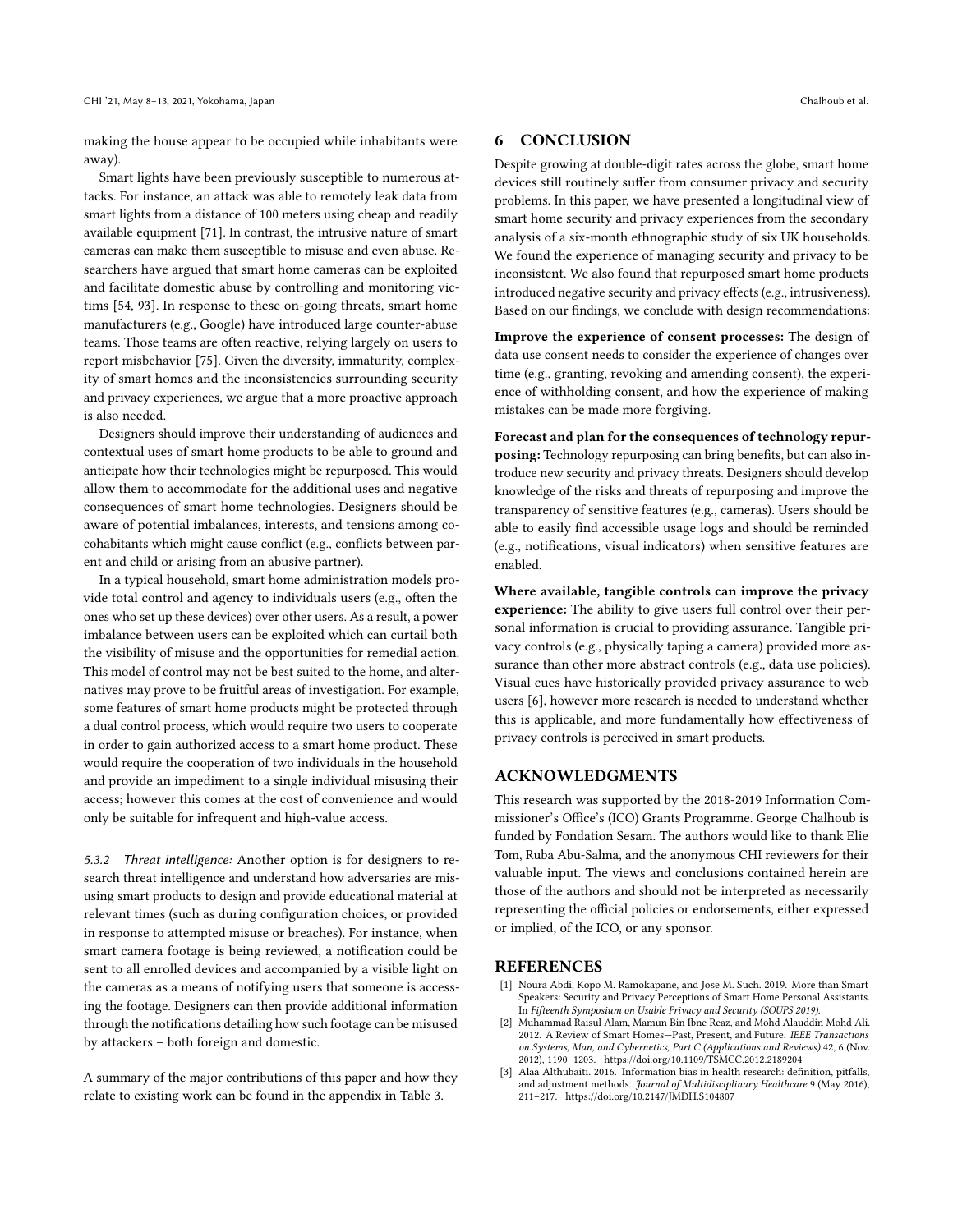making the house appear to be occupied while inhabitants were away).

Smart lights have been previously susceptible to numerous attacks. For instance, an attack was able to remotely leak data from smart lights from a distance of 100 meters using cheap and readily available equipment [71]. In contrast, the intrusive nature of smart cameras can make them susceptible to misuse and even abuse. Researchers have argued that smart home cameras can be exploited and facilitate domestic abuse by controlling and monitoring victims [54, 93]. In response to these on-going threats, smart home manufacturers (e.g., Google) have introduced large counter-abuse teams. Those teams are often reactive, relying largely on users to report misbehavior [75]. Given the diversity, immaturity, complexity of smart homes and the inconsistencies surrounding security and privacy experiences, we argue that a more proactive approach is also needed.

Designers should improve their understanding of audiences and contextual uses of smart home products to be able to ground and anticipate how their technologies might be repurposed. This would allow them to accommodate for the additional uses and negative consequences of smart home technologies. Designers should be aware of potential imbalances, interests, and tensions among co-cohabitants which might cause conflict (e.g., conflicts between parent and child or arising from an abusive partner).

In a typical household, smart home administration models provide total control and agency to individuals users (e.g., often the ones who set up these devices) over other users. As a result, a power imbalance between users can be exploited which can curtail both the visibility of misuse and the opportunities for remedial action. This model of control may not be best suited to the home, and alternatives may prove to be fruitful areas of investigation. For example, some features of smart home products might be protected through a dual control process, which would require two users to cooperate in order to gain authorized access to a smart home product. These would require the cooperation of two individuals in the household and provide an impediment to a single individual misusing their access; however this comes at the cost of convenience and would only be suitable for infrequent and high-value access.

*5.3.2 Threat intelligence:* Another option is for designers to research threat intelligence and understand how adversaries are misusing smart products to design and provide educational material at relevant times (such as during configuration choices, or provided in response to attempted misuse or breaches). For instance, when smart camera footage is being reviewed, a notification could be sent to all enrolled devices and accompanied by a visible light on the cameras as a means of notifying users that someone is accessing the footage. Designers can then provide additional information through the notifications detailing how such footage can be misused by attackers – both foreign and domestic.

A summary of the major contributions of this paper and how they relate to existing work can be found in the appendix in Table 3.

## 6 CONCLUSION

Despite growing at double-digit rates across the globe, smart home devices still routinely suffer from consumer privacy and security problems. In this paper, we have presented a longitudinal view of smart home security and privacy experiences from the secondary analysis of a six-month ethnographic study of six UK households. We found the experience of managing security and privacy to be inconsistent. We also found that repurposed smart home products introduced negative security and privacy effects (e.g., intrusiveness). Based on our findings, we conclude with design recommendations:

**Improve the experience of consent processes:** The design of data use consent needs to consider the experience of changes over time (e.g., granting, revoking and amending consent), the experience of withholding consent, and how the experience of making mistakes can be made more forgiving.

**Forecast and plan for the consequences of technology repurposing:** Technology repurposing can bring benefits, but can also introduce new security and privacy threats. Designers should develop knowledge of the risks and threats of repurposing and improve the transparency of sensitive features (e.g., cameras). Users should be able to easily find accessible usage logs and should be reminded (e.g., notifications, visual indicators) when sensitive features are enabled.

**Where available, tangible controls can improve the privacy experience:** The ability to give users full control over their personal information is crucial to providing assurance. Tangible privacy controls (e.g., physically taping a camera) provided more assurance than other more abstract controls (e.g., data use policies). Visual cues have historically provided privacy assurance to web users [6], however more research is needed to understand whether this is applicable, and more fundamentally how effectiveness of privacy controls is perceived in smart products.

## ACKNOWLEDGMENTS

This research was supported by the 2018-2019 Information Commissioner's Office's (ICO) Grants Programme. George Chalhoub is funded by Fondation Sesam. The authors would like to thank Elie Tom, Ruba Abu-Salma, and the anonymous CHI reviewers for their valuable input. The views and conclusions contained herein are those of the authors and should not be interpreted as necessarily representing the official policies or endorsements, either expressed or implied, of the ICO, or any sponsor.

## REFERENCES

- [1] Noura Abdi, Kopo M. Ramokapane, and Jose M. Such. 2019. More than Smart Speakers: Security and Privacy Perceptions of Smart Home Personal Assistants. In *Fifteenth Symposium on Usable Privacy and Security (SOUPS 2019)*.
- [2] Muhammad Raisul Alam, Mamun Bin Ibne Reaz, and Mohd Alauddin Mohd Ali. 2012. A Review of Smart Homes—Past, Present, and Future. *IEEE Transactions on Systems, Man, and Cybernetics, Part C (Applications and Reviews)* 42, 6 (Nov. 2012), 1190–1203. https://doi.org/10.1109/TSMCC.2012.2189204
- [3] Alaa Althubaiti. 2016. Information bias in health research: definition, pitfalls, and adjustment methods. *Journal of Multidisciplinary Healthcare* 9 (May 2016), 211–217. https://doi.org/10.2147/JMDH.S104807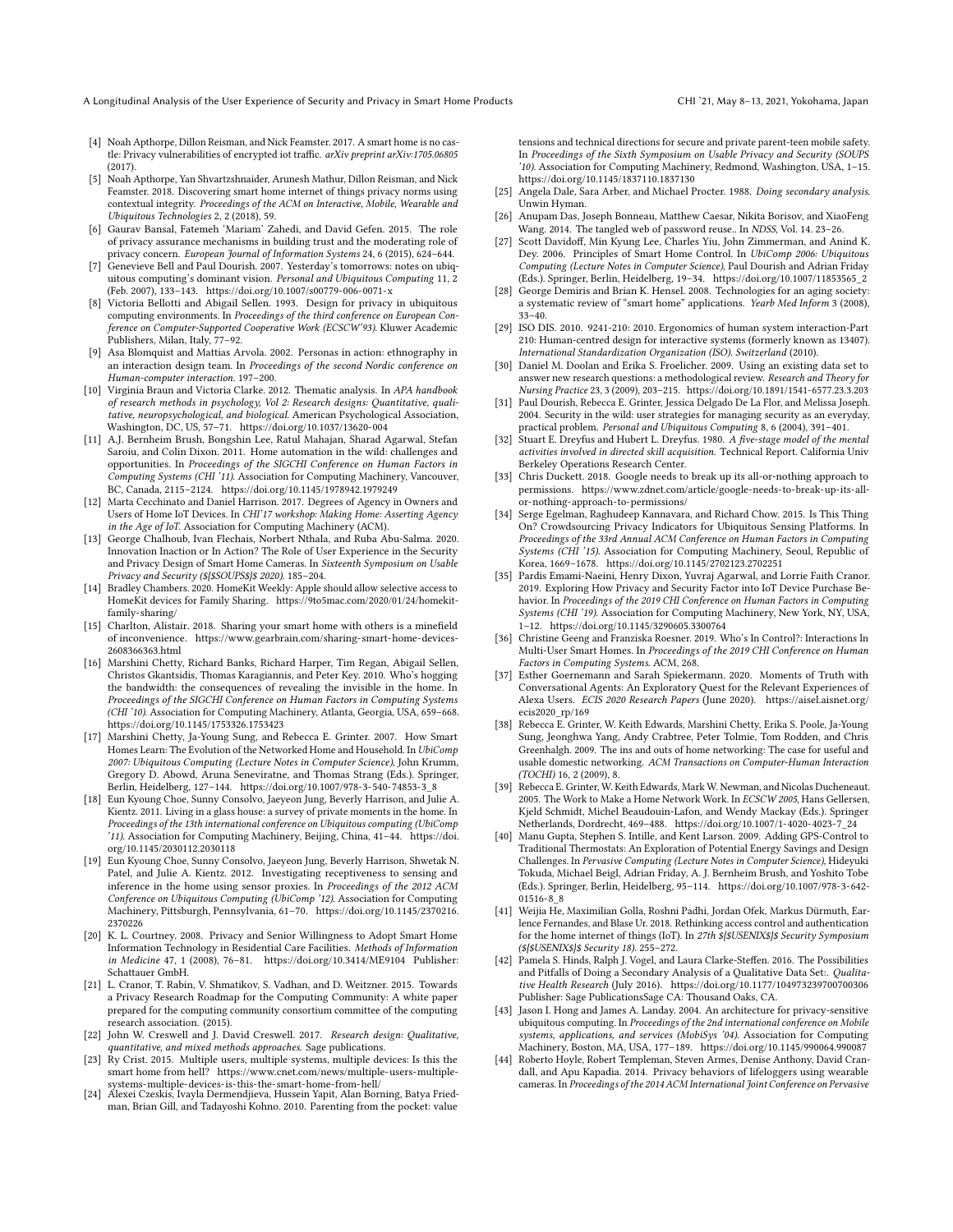[4] Noah Apthorpe, Dillon Reisman, and Nick Feamster. 2017. A smart home is no castle: Privacy vulnerabilities of encrypted iot traffic. *arXiv preprint arXiv:1705.06805* (2017).

[5] Noah Apthorpe, Yan Shvartzshnaider, Arunesh Mathur, Dillon Reisman, and Nick Feamster. 2018. Discovering smart home internet of things privacy norms using contextual integrity. *Proceedings of the ACM on Interactive, Mobile, Wearable and Ubiquitous Technologies* 2, 2 (2018), 59.

[6] Gaurav Bansal, Fatemeh 'Mariam' Zahedi, and David Gefen. 2015. The role of privacy assurance mechanisms in building trust and the moderating role of privacy concern. *European Journal of Information Systems* 24, 6 (2015), 624–644.

[7] Genevieve Bell and Paul Dourish. 2007. Yesterday's tomorrows: notes on ubiquitous computing's dominant vision. *Personal and Ubiquitous Computing* 11, 2 (Feb. 2007), 133–143. https://doi.org/10.1007/s00779-006-0071-x

[8] Victoria Bellotti and Abigail Sellen. 1993. Design for privacy in ubiquitous computing environments. In *Proceedings of the third conference on European Conference on Computer-Supported Cooperative Work (ECSCW'93)*. Kluwer Academic Publishers, Milan, Italy, 77–92.

[9] Asa Blomquist and Mattias Arvola. 2002. Personas in action: ethnography in an interaction design team. In *Proceedings of the second Nordic conference on Human-computer interaction*. 197–200.

[10] Virginia Braun and Victoria Clarke. 2012. Thematic analysis. In *APA handbook of research methods in psychology, Vol 2: Research designs: Quantitative, qualitative, neuropsychological, and biological*. American Psychological Association, Washington, DC, US, 57–71. https://doi.org/10.1037/13620-004

[11] A.J. Bernheim Brush, Bongshin Lee, Ratul Mahajan, Sharad Agarwal, Stefan Saroiu, and Colin Dixon. 2011. Home automation in the wild: challenges and opportunities. In *Proceedings of the SIGCHI Conference on Human Factors in Computing Systems (CHI '11)*. Association for Computing Machinery, Vancouver, BC, Canada, 2115–2124. https://doi.org/10.1145/1978942.1979249

[12] Marta Cecchinato and Daniel Harrison. 2017. Degrees of Agency in Owners and Users of Home IoT Devices. In *CHI'17 workshop: Making Home: Asserting Agency in the Age of IoT*. Association for Computing Machinery (ACM).

[13] George Chalhoub, Ivan Flechais, Norbert Nthala, and Ruba Abu-Salma. 2020. Innovation Inaction or In Action? The Role of User Experience in the Security and Privacy Design of Smart Home Cameras. In *Sixteenth Symposium on Usable Privacy and Security (${$SOUPS$}$ 2020)*. 185–204.

[14] Bradley Chambers. 2020. HomeKit Weekly: Apple should allow selective access to HomeKit devices for Family Sharing. https://9to5mac.com/2020/01/24/homekit-family-sharing/

[15] Charlton, Alistair. 2018. Sharing your smart home with others is a minefield of inconvenience. https://www.gearbrain.com/sharing-smart-home-devices-2608366363.html

[16] Marshini Chetty, Richard Banks, Richard Harper, Tim Regan, Abigail Sellen, Christos Gkantsidis, Thomas Karagiannis, and Peter Key. 2010. Who's hogging the bandwidth: the consequences of revealing the invisible in the home. In *Proceedings of the SIGCHI Conference on Human Factors in Computing Systems (CHI '10)*. Association for Computing Machinery, Atlanta, Georgia, USA, 659–668. https://doi.org/10.1145/1753326.1753423

[17] Marshini Chetty, Ja-Young Sung, and Rebecca E. Grinter. 2007. How Smart Homes Learn: The Evolution of the Networked Home and Household. In *UbiComp 2007: Ubiquitous Computing (Lecture Notes in Computer Science)*, John Krumm, Gregory D. Abowd, Aruna Seneviratne, and Thomas Strang (Eds.). Springer, Berlin, Heidelberg, 127–144. https://doi.org/10.1007/978-3-540-74853-3_8

[18] Eun Kyoung Choe, Sunny Consolvo, Jaeyeon Jung, Beverly Harrison, and Julie A. Kientz. 2011. Living in a glass house: a survey of private moments in the home. In *Proceedings of the 13th international conference on Ubiquitous computing (UbiComp '11)*. Association for Computing Machinery, Beijing, China, 41–44. https://doi.org/10.1145/2030112.2030118

[19] Eun Kyoung Choe, Sunny Consolvo, Jaeyeon Jung, Beverly Harrison, Shwetak N. Patel, and Julie A. Kientz. 2012. Investigating receptiveness to sensing and inference in the home using sensor proxies. In *Proceedings of the 2012 ACM Conference on Ubiquitous Computing (UbiComp '12)*. Association for Computing Machinery, Pittsburgh, Pennsylvania, 61–70. https://doi.org/10.1145/2370216.2370226

[20] K. L. Courtney. 2008. Privacy and Senior Willingness to Adopt Smart Home Information Technology in Residential Care Facilities. *Methods of Information in Medicine* 47, 1 (2008), 76–81. https://doi.org/10.3414/ME9104 Publisher: Schattauer GmbH.

[21] L. Cranor, T. Rabin, V. Shmatikov, S. Vadhan, and D. Weitzner. 2015. Towards a Privacy Research Roadmap for the Computing Community: A white paper prepared for the computing community consortium committee of the computing research association. (2015).

[22] John W. Creswell and J. David Creswell. 2017. *Research design: Qualitative, quantitative, and mixed methods approaches*. Sage publications.

[23] Ry Crist. 2015. Multiple users, multiple systems, multiple devices: Is this the smart home from hell? https://www.cnet.com/news/multiple-users-multiple-systems-multiple-devices-is-this-the-smart-home-from-hell/

[24] Alexei Czeskis, Ivayla Dermendjieva, Hussein Yapit, Alan Borning, Batya Friedman, Brian Gill, and Tadayoshi Kohno. 2010. Parenting from the pocket: value tensions and technical directions for secure and private parent-teen mobile safety. In *Proceedings of the Sixth Symposium on Usable Privacy and Security (SOUPS '10)*. Association for Computing Machinery, Redmond, Washington, USA, 1–15. https://doi.org/10.1145/1837110.1837130

[25] Angela Dale, Sara Arber, and Michael Procter. 1988. *Doing secondary analysis*. Unwin Hyman.

[26] Anupam Das, Joseph Bonneau, Matthew Caesar, Nikita Borisov, and XiaoFeng Wang. 2014. The tangled web of password reuse.. In *NDSS*, Vol. 14. 23–26.

[27] Scott Davidoff, Min Kyung Lee, Charles Yiu, John Zimmerman, and Anind K. Dey. 2006. Principles of Smart Home Control. In *UbiComp 2006: Ubiquitous Computing (Lecture Notes in Computer Science)*, Paul Dourish and Adrian Friday (Eds.). Springer, Berlin, Heidelberg, 19–34. https://doi.org/10.1007/11853565_2

[28] George Demiris and Brian K. Hensel. 2008. Technologies for an aging society: a systematic review of "smart home" applications. *Yearb Med Inform* 3 (2008), 33–40.

[29] ISO DIS. 2010. 9241-210: 2010. Ergonomics of human system interaction-Part 210: Human-centred design for interactive systems (formerly known as 13407). *International Standardization Organization (ISO). Switzerland* (2010).

[30] Daniel M. Doolan and Erika S. Froelicher. 2009. Using an existing data set to answer new research questions: a methodological review. *Research and Theory for Nursing Practice* 23, 3 (2009), 203–215. https://doi.org/10.1891/1541-6577.23.3.203

[31] Paul Dourish, Rebecca E. Grinter, Jessica Delgado De La Flor, and Melissa Joseph. 2004. Security in the wild: user strategies for managing security as an everyday, practical problem. *Personal and Ubiquitous Computing* 8, 6 (2004), 391–401.

[32] Stuart E. Dreyfus and Hubert L. Dreyfus. 1980. *A five-stage model of the mental activities involved in directed skill acquisition*. Technical Report. California Univ Berkeley Operations Research Center.

[33] Chris Duckett. 2018. Google needs to break up its all-or-nothing approach to permissions. https://www.zdnet.com/article/google-needs-to-break-up-its-all-or-nothing-approach-to-permissions/

[34] Serge Egelman, Raghudeep Kannavara, and Richard Chow. 2015. Is This Thing On? Crowdsourcing Privacy Indicators for Ubiquitous Sensing Platforms. In *Proceedings of the 33rd Annual ACM Conference on Human Factors in Computing Systems (CHI '15)*. Association for Computing Machinery, Seoul, Republic of Korea, 1669–1678. https://doi.org/10.1145/2702123.2702251

[35] Pardis Emami-Naeini, Henry Dixon, Yuvraj Agarwal, and Lorrie Faith Cranor. 2019. Exploring How Privacy and Security Factor into IoT Device Purchase Behavior. In *Proceedings of the 2019 CHI Conference on Human Factors in Computing Systems (CHI '19)*. Association for Computing Machinery, New York, NY, USA, 1–12. https://doi.org/10.1145/3290605.3300764

[36] Christine Geeng and Franziska Roesner. 2019. Who's In Control?: Interactions In Multi-User Smart Homes. In *Proceedings of the 2019 CHI Conference on Human Factors in Computing Systems*. ACM, 268.

[37] Esther Goernemann and Sarah Spiekermann. 2020. Moments of Truth with Conversational Agents: An Exploratory Quest for the Relevant Experiences of Alexa Users. *ECIS 2020 Research Papers* (June 2020). https://aisel.aisnet.org/ecis2020_rp/169

[38] Rebecca E. Grinter, W. Keith Edwards, Marshini Chetty, Erika S. Poole, Ja-Young Sung, Jeonghwa Yang, Andy Crabtree, Peter Tolmie, Tom Rodden, and Chris Greenhalgh. 2009. The ins and outs of home networking: The case for useful and usable domestic networking. *ACM Transactions on Computer-Human Interaction (TOCHI)* 16, 2 (2009), 8.

[39] Rebecca E. Grinter, W. Keith Edwards, Mark W. Newman, and Nicolas Ducheneaut. 2005. The Work to Make a Home Network Work. In *ECSCW 2005*, Hans Gellersen, Kjeld Schmidt, Michel Beaudouin-Lafon, and Wendy Mackay (Eds.). Springer Netherlands, Dordrecht, 469–488. https://doi.org/10.1007/1-4020-4023-7_24

[40] Manu Gupta, Stephen S. Intille, and Kent Larson. 2009. Adding GPS-Control to Traditional Thermostats: An Exploration of Potential Energy Savings and Design Challenges. In *Pervasive Computing (Lecture Notes in Computer Science)*, Hideyuki Tokuda, Michael Beigl, Adrian Friday, A. J. Bernheim Brush, and Yoshito Tobe (Eds.). Springer, Berlin, Heidelberg, 95–114. https://doi.org/10.1007/978-3-642-01516-8_8

[41] Weijia He, Maximilian Golla, Roshni Padhi, Jordan Ofek, Markus Dürmuth, Earlence Fernandes, and Blase Ur. 2018. Rethinking access control and authentication for the home internet of things (IoT). In *27th ${$USENIX$}$ Security Symposium (${$USENIX$}$ Security 18)*. 255–272.

[42] Pamela S. Hinds, Ralph J. Vogel, and Laura Clarke-Steffen. 2016. The Possibilities and Pitfalls of Doing a Secondary Analysis of a Qualitative Data Set:. *Qualitative Health Research* (July 2016). https://doi.org/10.1177/104973239700700306 Publisher: Sage PublicationsSage CA: Thousand Oaks, CA.

[43] Jason I. Hong and James A. Landay. 2004. An architecture for privacy-sensitive ubiquitous computing. In *Proceedings of the 2nd international conference on Mobile systems, applications, and services (MobiSys '04)*. Association for Computing Machinery, Boston, MA, USA, 177–189. https://doi.org/10.1145/990064.990087

[44] Roberto Hoyle, Robert Templeman, Steven Armes, Denise Anthony, David Crandall, and Apu Kapadia. 2014. Privacy behaviors of lifeloggers using wearable cameras. In *Proceedings of the 2014 ACM International Joint Conference on Pervasive*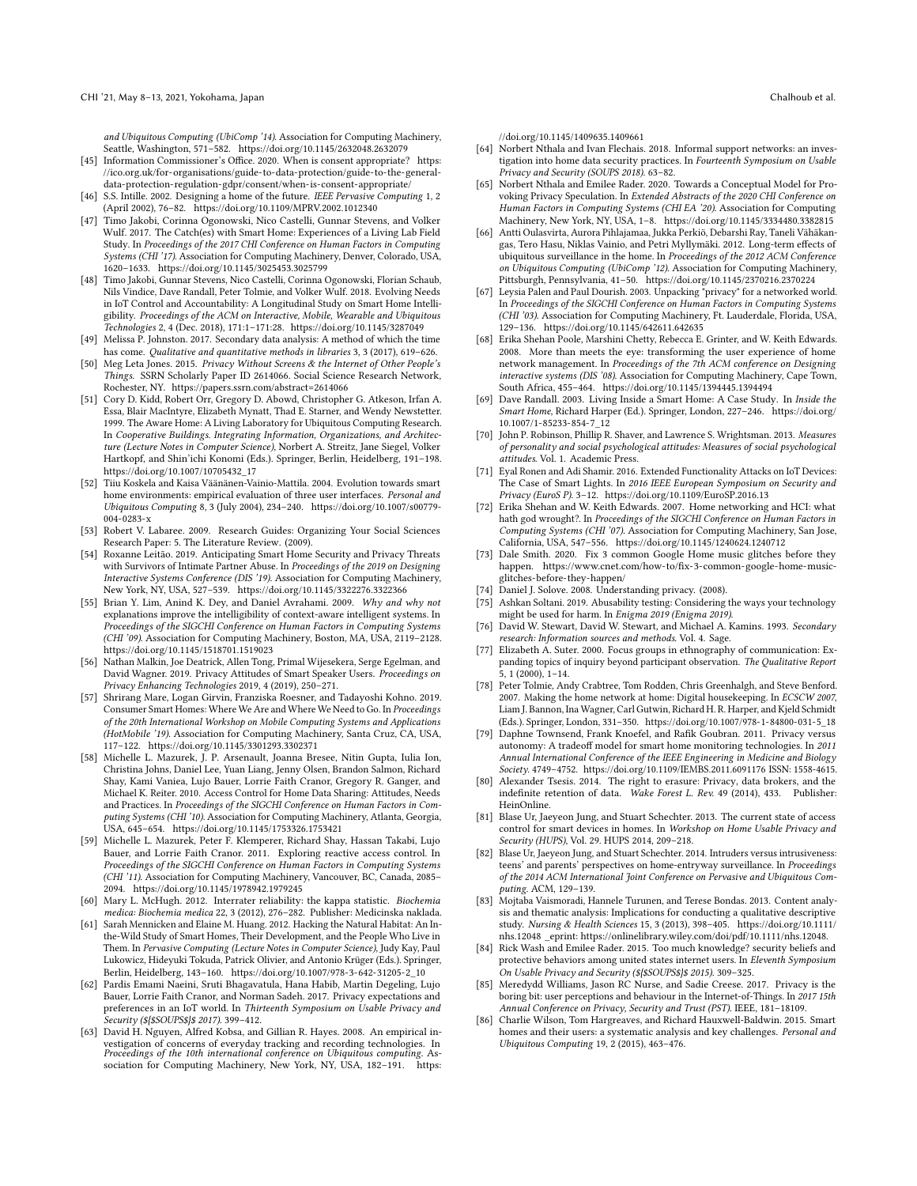and Ubiquitous Computing (UbiComp '14). Association for Computing Machinery, Seattle, Washington, 571–582. https://doi.org/10.1145/2632048.2632079

[45] Information Commissioner's Office. 2020. When is consent appropriate? https://ico.org.uk/for-organisations/guide-to-data-protection/guide-to-the-general-data-protection-regulation-gdpr/consent/when-is-consent-appropriate/

[46] S.S. Intille. 2002. Designing a home of the future. *IEEE Pervasive Computing* 1, 2 (April 2002), 76–82. https://doi.org/10.1109/MPRV.2002.1012340

[47] Timo Jakobi, Corinna Ogonowski, Nico Castelli, Gunnar Stevens, and Volker Wulf. 2017. The Catch(es) with Smart Home: Experiences of a Living Lab Field Study. In *Proceedings of the 2017 CHI Conference on Human Factors in Computing Systems (CHI '17)*. Association for Computing Machinery, Denver, Colorado, USA, 1620–1633. https://doi.org/10.1145/3025453.3025799

[48] Timo Jakobi, Gunnar Stevens, Nico Castelli, Corinna Ogonowski, Florian Schaub, Nils Vindice, Dave Randall, Peter Tolmie, and Volker Wulf. 2018. Evolving Needs in IoT Control and Accountability: A Longitudinal Study on Smart Home Intelligibility. *Proceedings of the ACM on Interactive, Mobile, Wearable and Ubiquitous Technologies* 2, 4 (Dec. 2018), 171:1–171:28. https://doi.org/10.1145/3287049

[49] Melissa P. Johnston. 2017. Secondary data analysis: A method of which the time has come. *Qualitative and quantitative methods in libraries* 3, 3 (2017), 619–626.

[50] Meg Leta Jones. 2015. *Privacy Without Screens & the Internet of Other People's Things*. SSRN Scholarly Paper ID 2614066. Social Science Research Network, Rochester, NY. https://papers.ssrn.com/abstract=2614066

[51] Cory D. Kidd, Robert Orr, Gregory D. Abowd, Christopher G. Atkeson, Irfan A. Essa, Blair MacIntyre, Elizabeth Mynatt, Thad E. Starner, and Wendy Newstetter. 1999. The Aware Home: A Living Laboratory for Ubiquitous Computing Research. In *Cooperative Buildings. Integrating Information, Organizations, and Architecture (Lecture Notes in Computer Science)*, Norbert A. Streitz, Jane Siegel, Volker Hartkopf, and Shin'ichi Konomi (Eds.). Springer, Berlin, Heidelberg, 191–198. https://doi.org/10.1007/10705432_17

[52] Tiiu Koskela and Kaisa Väänänen-Vainio-Mattila. 2004. Evolution towards smart home environments: empirical evaluation of three user interfaces. *Personal and Ubiquitous Computing* 8, 3 (July 2004), 234–240. https://doi.org/10.1007/s00779-004-0283-x

[53] Robert V. Labaree. 2009. Research Guides: Organizing Your Social Sciences Research Paper: 5. The Literature Review. (2009).

[54] Roxanne Leitão. 2019. Anticipating Smart Home Security and Privacy Threats with Survivors of Intimate Partner Abuse. In *Proceedings of the 2019 on Designing Interactive Systems Conference (DIS '19)*. Association for Computing Machinery, New York, NY, USA, 527–539. https://doi.org/10.1145/3322276.3322366

[55] Brian Y. Lim, Anind K. Dey, and Daniel Avrahami. 2009. *Why and why not* explanations improve the intelligibility of context-aware intelligent systems. In *Proceedings of the SIGCHI Conference on Human Factors in Computing Systems (CHI '09)*. Association for Computing Machinery, Boston, MA, USA, 2119–2128. https://doi.org/10.1145/1518701.1519023

[56] Nathan Malkin, Joe Deatrick, Allen Tong, Primal Wijesekera, Serge Egelman, and David Wagner. 2019. Privacy Attitudes of Smart Speaker Users. *Proceedings on Privacy Enhancing Technologies* 2019, 4 (2019), 250–271.

[57] Shrirang Mare, Logan Girvin, Franziska Roesner, and Tadayoshi Kohno. 2019. Consumer Smart Homes: Where We Are and Where We Need to Go. In *Proceedings of the 20th International Workshop on Mobile Computing Systems and Applications (HotMobile '19)*. Association for Computing Machinery, Santa Cruz, CA, USA, 117–122. https://doi.org/10.1145/3301293.3302371

[58] Michelle L. Mazurek, J. P. Arsenault, Joanna Bresee, Nitin Gupta, Iulia Ion, Christina Johns, Daniel Lee, Yuan Liang, Jenny Olsen, Brandon Salmon, Richard Shay, Kami Vaniea, Lujo Bauer, Lorrie Faith Cranor, Gregory R. Ganger, and Michael K. Reiter. 2010. Access Control for Home Data Sharing: Attitudes, Needs and Practices. In *Proceedings of the SIGCHI Conference on Human Factors in Computing Systems (CHI '10)*. Association for Computing Machinery, Atlanta, Georgia, USA, 645–654. https://doi.org/10.1145/1753326.1753421

[59] Michelle L. Mazurek, Peter F. Klemperer, Richard Shay, Hassan Takabi, Lujo Bauer, and Lorrie Faith Cranor. 2011. Exploring reactive access control. In *Proceedings of the SIGCHI Conference on Human Factors in Computing Systems (CHI '11)*. Association for Computing Machinery, Vancouver, BC, Canada, 2085–2094. https://doi.org/10.1145/1978942.1979245

[60] Mary L. McHugh. 2012. Interrater reliability: the kappa statistic. *Biochemia medica: Biochemia medica* 22, 3 (2012), 276–282. Publisher: Medicinska naklada.

[61] Sarah Mennicken and Elaine M. Huang. 2012. Hacking the Natural Habitat: An In-the-Wild Study of Smart Homes, Their Development, and the People Who Live in Them. In *Pervasive Computing (Lecture Notes in Computer Science)*, Judy Kay, Paul Lukowicz, Hideyuki Tokuda, Patrick Olivier, and Antonio Krüger (Eds.). Springer, Berlin, Heidelberg, 143–160. https://doi.org/10.1007/978-3-642-31205-2_10

[62] Pardis Emami Naeini, Sruti Bhagavatula, Hana Habib, Martin Degeling, Lujo Bauer, Lorrie Faith Cranor, and Norman Sadeh. 2017. Privacy expectations and preferences in an IoT world. In *Thirteenth Symposium on Usable Privacy and Security (${$SOUPS$}$ 2017)*. 399–412.

[63] David H. Nguyen, Alfred Kobsa, and Gillian R. Hayes. 2008. An empirical investigation of concerns of everyday tracking and recording technologies. In *Proceedings of the 10th international conference on Ubiquitous computing*. Association for Computing Machinery, New York, NY, USA, 182–191. https://doi.org/10.1145/1409635.1409661

[64] Norbert Nthala and Ivan Flechais. 2018. Informal support networks: an investigation into home data security practices. In *Fourteenth Symposium on Usable Privacy and Security (SOUPS 2018)*. 63–82.

[65] Norbert Nthala and Emilee Rader. 2020. Towards a Conceptual Model for Provoking Privacy Speculation. In *Extended Abstracts of the 2020 CHI Conference on Human Factors in Computing Systems (CHI EA '20)*. Association for Computing Machinery, New York, NY, USA, 1–8. https://doi.org/10.1145/3334480.3382815

[66] Antti Oulasvirta, Aurora Pihlajamaa, Jukka Perkiö, Debarshi Ray, Taneli Vähäkangas, Tero Hasu, Niklas Vainio, and Petri Myllymäki. 2012. Long-term effects of ubiquitous surveillance in the home. In *Proceedings of the 2012 ACM Conference on Ubiquitous Computing (UbiComp '12)*. Association for Computing Machinery, Pittsburgh, Pennsylvania, 41–50. https://doi.org/10.1145/2370216.2370224

[67] Leysia Palen and Paul Dourish. 2003. Unpacking "privacy" for a networked world. In *Proceedings of the SIGCHI Conference on Human Factors in Computing Systems (CHI '03)*. Association for Computing Machinery, Ft. Lauderdale, Florida, USA, 129–136. https://doi.org/10.1145/642611.642635

[68] Erika Shehan Poole, Marshini Chetty, Rebecca E. Grinter, and W. Keith Edwards. 2008. More than meets the eye: transforming the user experience of home network management. In *Proceedings of the 7th ACM conference on Designing interactive systems (DIS '08)*. Association for Computing Machinery, Cape Town, South Africa, 455–464. https://doi.org/10.1145/1394445.1394494

[69] Dave Randall. 2003. Living Inside a Smart Home: A Case Study. In *Inside the Smart Home*, Richard Harper (Ed.). Springer, London, 227–246. https://doi.org/10.1007/1-85233-854-7_12

[70] John P. Robinson, Phillip R. Shaver, and Lawrence S. Wrightsman. 2013. *Measures of personality and social psychological attitudes: Measures of social psychological attitudes*. Vol. 1. Academic Press.

[71] Eyal Ronen and Adi Shamir. 2016. Extended Functionality Attacks on IoT Devices: The Case of Smart Lights. In *2016 IEEE European Symposium on Security and Privacy (EuroS P)*. 3–12. https://doi.org/10.1109/EuroSP.2016.13

[72] Erika Shehan and W. Keith Edwards. 2007. Home networking and HCI: what hath god wrought?. In *Proceedings of the SIGCHI Conference on Human Factors in Computing Systems (CHI '07)*. Association for Computing Machinery, San Jose, California, USA, 547–556. https://doi.org/10.1145/1240624.1240712

[73] Dale Smith. 2020. Fix 3 common Google Home music glitches before they happen. https://www.cnet.com/how-to/fix-3-common-google-home-music-glitches-before-they-happen/

[74] Daniel J. Solove. 2008. Understanding privacy. (2008).

[75] Ashkan Soltani. 2019. Abusability testing: Considering the ways your technology might be used for harm. In *Enigma 2019 (Enigma 2019)*.

[76] David W. Stewart, David W. Stewart, and Michael A. Kamins. 1993. *Secondary research: Information sources and methods*. Vol. 4. Sage.

[77] Elizabeth A. Suter. 2000. Focus groups in ethnography of communication: Expanding topics of inquiry beyond participant observation. *The Qualitative Report* 5, 1 (2000), 1–14.

[78] Peter Tolmie, Andy Crabtree, Tom Rodden, Chris Greenhalgh, and Steve Benford. 2007. Making the home network at home: Digital housekeeping. In *ECSCW 2007*, Liam J. Bannon, Ina Wagner, Carl Gutwin, Richard H. R. Harper, and Kjeld Schmidt (Eds.). Springer, London, 331–350. https://doi.org/10.1007/978-1-84800-031-5_18

[79] Daphne Townsend, Frank Knoefel, and Rafik Goubran. 2011. Privacy versus autonomy: A tradeoff model for smart home monitoring technologies. In *2011 Annual International Conference of the IEEE Engineering in Medicine and Biology Society*. 4749–4752. https://doi.org/10.1109/IEMBS.2011.6091176 ISSN: 1558-4615.

[80] Alexander Tsesis. 2014. The right to erasure: Privacy, data brokers, and the indefinite retention of data. *Wake Forest L. Rev.* 49 (2014), 433. Publisher: HeinOnline.

[81] Blase Ur, Jaeyeon Jung, and Stuart Schechter. 2013. The current state of access control for smart devices in homes. In *Workshop on Home Usable Privacy and Security (HUPS)*, Vol. 29. HUPS 2014, 209–218.

[82] Blase Ur, Jaeyeon Jung, and Stuart Schechter. 2014. Intruders versus intrusiveness: teens' and parents' perspectives on home-entryway surveillance. In *Proceedings of the 2014 ACM International Joint Conference on Pervasive and Ubiquitous Computing*. ACM, 129–139.

[83] Mojtaba Vaismoradi, Hannele Turunen, and Terese Bondas. 2013. Content analysis and thematic analysis: Implications for conducting a qualitative descriptive study. *Nursing & Health Sciences* 15, 3 (2013), 398–405. https://doi.org/10.1111/nhs.12048 _eprint: https://onlinelibrary.wiley.com/doi/pdf/10.1111/nhs.12048.

[84] Rick Wash and Emilee Rader. 2015. Too much knowledge? security beliefs and protective behaviors among united states internet users. In *Eleventh Symposium On Usable Privacy and Security (${$SOUPS$}$ 2015)*. 309–325.

[85] Meredydd Williams, Jason RC Nurse, and Sadie Creese. 2017. Privacy is the boring bit: user perceptions and behaviour in the Internet-of-Things. In *2017 15th Annual Conference on Privacy, Security and Trust (PST)*. IEEE, 181–18109.

[86] Charlie Wilson, Tom Hargreaves, and Richard Hauxwell-Baldwin. 2015. Smart homes and their users: a systematic analysis and key challenges. *Personal and Ubiquitous Computing* 19, 2 (2015), 463–476.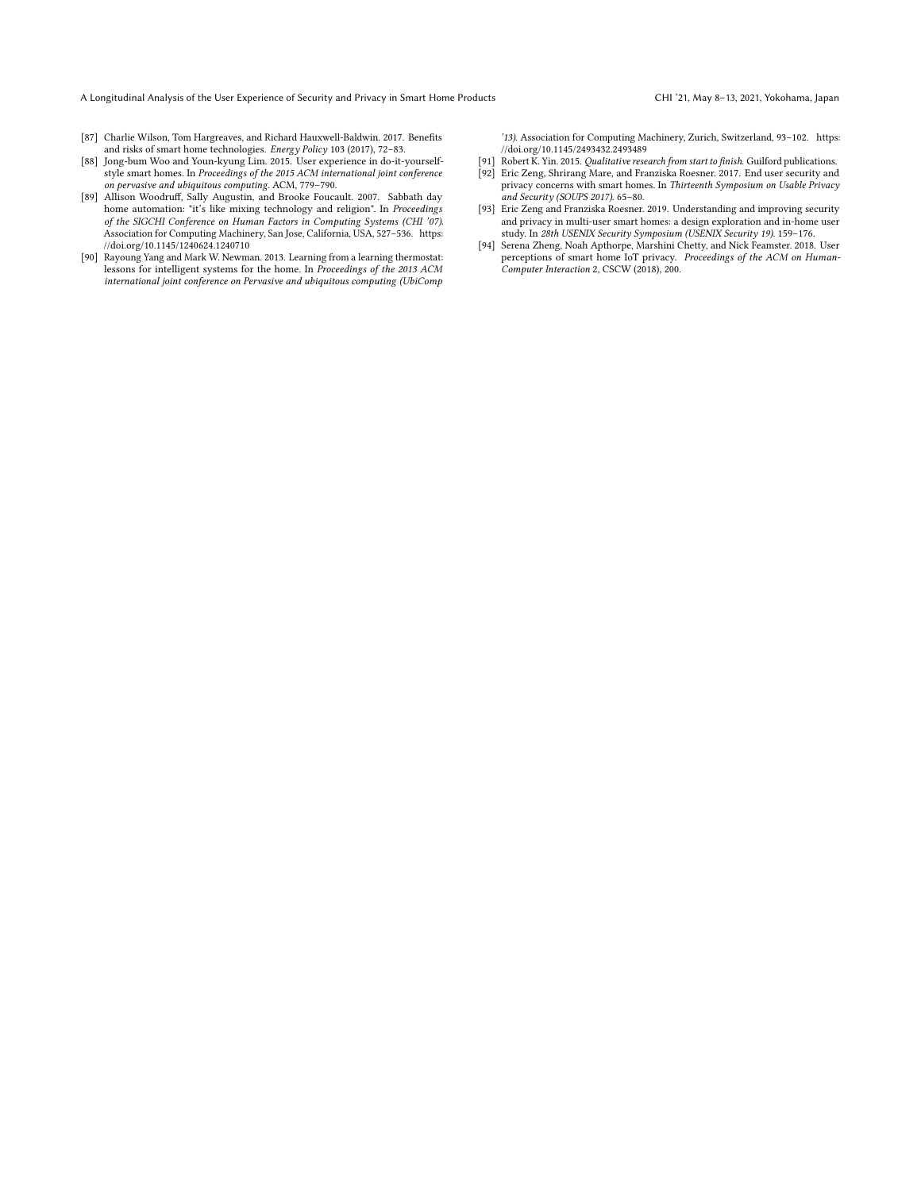[87] Charlie Wilson, Tom Hargreaves, and Richard Hauxwell-Baldwin. 2017. Benefits and risks of smart home technologies. *Energy Policy* 103 (2017), 72–83.

[88] Jong-bum Woo and Youn-kyung Lim. 2015. User experience in do-it-yourself-style smart homes. In *Proceedings of the 2015 ACM international joint conference on pervasive and ubiquitous computing*. ACM, 779–790.

[89] Allison Woodruff, Sally Augustin, and Brooke Foucault. 2007. Sabbath day home automation: "it's like mixing technology and religion". In *Proceedings of the SIGCHI Conference on Human Factors in Computing Systems (CHI '07)*. Association for Computing Machinery, San Jose, California, USA, 527–536. https://doi.org/10.1145/1240624.1240710

[90] Rayoung Yang and Mark W. Newman. 2013. Learning from a learning thermostat: lessons for intelligent systems for the home. In *Proceedings of the 2013 ACM international joint conference on Pervasive and ubiquitous computing (UbiComp '13)*. Association for Computing Machinery, Zurich, Switzerland, 93–102. https://doi.org/10.1145/2493432.2493489

[91] Robert K. Yin. 2015. *Qualitative research from start to finish*. Guilford publications.

[92] Eric Zeng, Shrirang Mare, and Franziska Roesner. 2017. End user security and privacy concerns with smart homes. In *Thirteenth Symposium on Usable Privacy and Security (SOUPS 2017)*. 65–80.

[93] Eric Zeng and Franziska Roesner. 2019. Understanding and improving security and privacy in multi-user smart homes: a design exploration and in-home user study. In *28th USENIX Security Symposium (USENIX Security 19)*. 159–176.

[94] Serena Zheng, Noah Apthorpe, Marshini Chetty, and Nick Feamster. 2018. User perceptions of smart home IoT privacy. *Proceedings of the ACM on Human-Computer Interaction* 2, CSCW (2018), 200.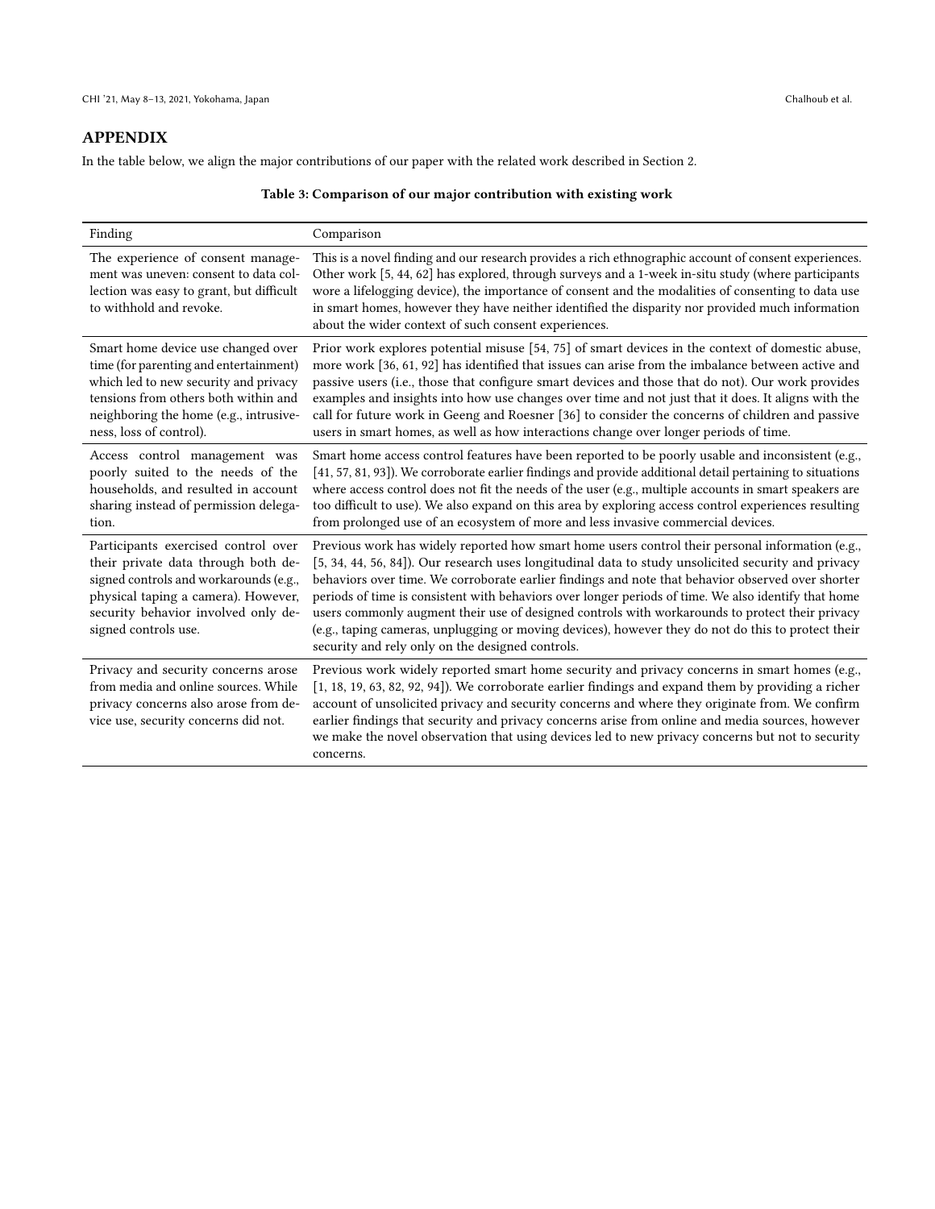## APPENDIX

In the table below, we align the major contributions of our paper with the related work described in Section 2.

**Table 3: Comparison of our major contribution with existing work**

| Finding | Comparison |
| --- | --- |
| The experience of consent management was uneven: consent to data collection was easy to grant, but difficult to withhold and revoke. | This is a novel finding and our research provides a rich ethnographic account of consent experiences. Other work [5, 44, 62] has explored, through surveys and a 1-week in-situ study (where participants wore a lifelogging device), the importance of consent and the modalities of consenting to data use in smart homes, however they have neither identified the disparity nor provided much information about the wider context of such consent experiences. |
| Smart home device use changed over time (for parenting and entertainment) which led to new security and privacy tensions from others both within and neighboring the home (e.g., intrusiveness, loss of control). | Prior work explores potential misuse [54, 75] of smart devices in the context of domestic abuse, more work [36, 61, 92] has identified that issues can arise from the imbalance between active and passive users (i.e., those that configure smart devices and those that do not). Our work provides examples and insights into how use changes over time and not just that it does. It aligns with the call for future work in Geeng and Roesner [36] to consider the concerns of children and passive users in smart homes, as well as how interactions change over longer periods of time. |
| Access control management was poorly suited to the needs of the households, and resulted in account sharing instead of permission delegation. | Smart home access control features have been reported to be poorly usable and inconsistent (e.g., [41, 57, 81, 93]). We corroborate earlier findings and provide additional detail pertaining to situations where access control does not fit the needs of the user (e.g., multiple accounts in smart speakers are too difficult to use). We also expand on this area by exploring access control experiences resulting from prolonged use of an ecosystem of more and less invasive commercial devices. |
| Participants exercised control over their private data through both designed controls and workarounds (e.g., physical taping a camera). However, security behavior involved only designed controls use. | Previous work has widely reported how smart home users control their personal information (e.g., [5, 34, 44, 56, 84]). Our research uses longitudinal data to study unsolicited security and privacy behaviors over time. We corroborate earlier findings and note that behavior observed over shorter periods of time is consistent with behaviors over longer periods of time. We also identify that home users commonly augment their use of designed controls with workarounds to protect their privacy (e.g., taping cameras, unplugging or moving devices), however they do not do this to protect their security and rely only on the designed controls. |
| Privacy and security concerns arose from media and online sources. While privacy concerns also arose from device use, security concerns did not. | Previous work widely reported smart home security and privacy concerns in smart homes (e.g., [1, 18, 19, 63, 82, 92, 94]). We corroborate earlier findings and expand them by providing a richer account of unsolicited privacy and security concerns and where they originate from. We confirm earlier findings that security and privacy concerns arise from online and media sources, however we make the novel observation that using devices led to new privacy concerns but not to security concerns. |